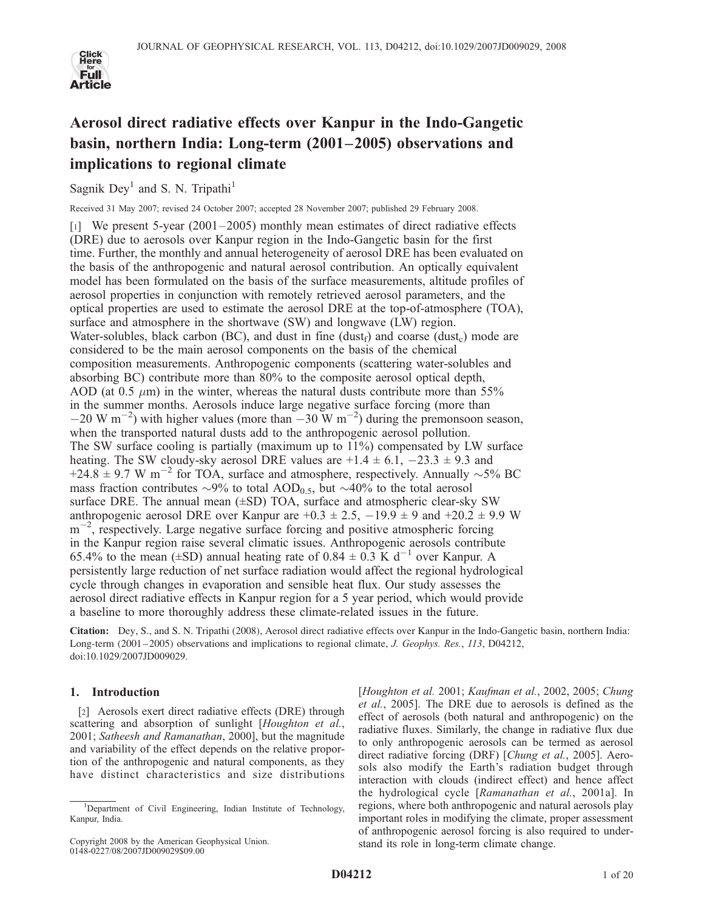# Aerosol direct radiative effects over Kanpur in the Indo-Gangetic basin, northern India: Long-term (2001–2005) observations and implications to regional climate

Sagnik Dey[1] and S. N. Tripathi[1]

Received 31 May 2007; revised 24 October 2007; accepted 28 November 2007; published 29 February 2008.

[1] We present 5-year (2001–2005) monthly mean estimates of direct radiative effects (DRE) due to aerosols over Kanpur region in the Indo-Gangetic basin for the first time. Further, the monthly and annual heterogeneity of aerosol DRE has been evaluated on the basis of the anthropogenic and natural aerosol contribution. An optically equivalent model has been formulated on the basis of the surface measurements, altitude profiles of aerosol properties in conjunction with remotely retrieved aerosol parameters, and the optical properties are used to estimate the aerosol DRE at the top-of-atmosphere (TOA), surface and atmosphere in the shortwave (SW) and longwave (LW) region. Water-solubles, black carbon (BC), and dust in fine ($dust_f$) and coarse ($dust_c$) mode are considered to be the main aerosol components on the basis of the chemical composition measurements. Anthropogenic components (scattering water-solubles and absorbing BC) contribute more than 80% to the composite aerosol optical depth, AOD (at 0.5 $\mu$m) in the winter, whereas the natural dusts contribute more than 55% in the summer months. Aerosols induce large negative surface forcing (more than $-20$ W m$^{-2}$) with higher values (more than $-30$ W m$^{-2}$) during the premonsoon season, when the transported natural dusts add to the anthropogenic aerosol pollution. The SW surface cooling is partially (maximum up to 11%) compensated by LW surface heating. The SW cloudy-sky aerosol DRE values are $+1.4 \pm 6.1$, $-23.3 \pm 9.3$ and $+24.8 \pm 9.7$ W m$^{-2}$ for TOA, surface and atmosphere, respectively. Annually ~5% BC mass fraction contributes ~9% to total $AOD_{0.5}$, but ~40% to the total aerosol surface DRE. The annual mean (±SD) TOA, surface and atmospheric clear-sky SW anthropogenic aerosol DRE over Kanpur are $+0.3 \pm 2.5$, $-19.9 \pm 9$ and $+20.2 \pm 9.9$ W m$^{-2}$, respectively. Large negative surface forcing and positive atmospheric forcing in the Kanpur region raise several climatic issues. Anthropogenic aerosols contribute 65.4% to the mean (±SD) annual heating rate of $0.84 \pm 0.3$ K d$^{-1}$ over Kanpur. A persistently large reduction of net surface radiation would affect the regional hydrological cycle through changes in evaporation and sensible heat flux. Our study assesses the aerosol direct radiative effects in Kanpur region for a 5 year period, which would provide a baseline to more thoroughly address these climate-related issues in the future.

**Citation:** Dey, S., and S. N. Tripathi (2008), Aerosol direct radiative effects over Kanpur in the Indo-Gangetic basin, northern India: Long-term (2001–2005) observations and implications to regional climate, *J. Geophys. Res.*, *113*, D04212, doi:10.1029/2007JD009029.

## 1. Introduction

[2] Aerosols exert direct radiative effects (DRE) through scattering and absorption of sunlight [*Houghton et al.*, 2001; *Satheesh and Ramanathan*, 2000], but the magnitude and variability of the effect depends on the relative proportion of the anthropogenic and natural components, as they have distinct characteristics and size distributions [*Houghton et al.* 2001; *Kaufman et al.*, 2002, 2005; *Chung et al.*, 2005]. The DRE due to aerosols is defined as the effect of aerosols (both natural and anthropogenic) on the radiative fluxes. Similarly, the change in radiative flux due to only anthropogenic aerosols can be termed as aerosol direct radiative forcing (DRF) [*Chung et al.*, 2005]. Aerosols also modify the Earth's radiation budget through interaction with clouds (indirect effect) and hence affect the hydrological cycle [*Ramanathan et al.*, 2001a]. In regions, where both anthropogenic and natural aerosols play important roles in modifying the climate, proper assessment of anthropogenic aerosol forcing is also required to understand its role in long-term climate change.

[1] Department of Civil Engineering, Indian Institute of Technology, Kanpur, India.

Copyright 2008 by the American Geophysical Union.
0148-0227/08/2007JD009029$09.00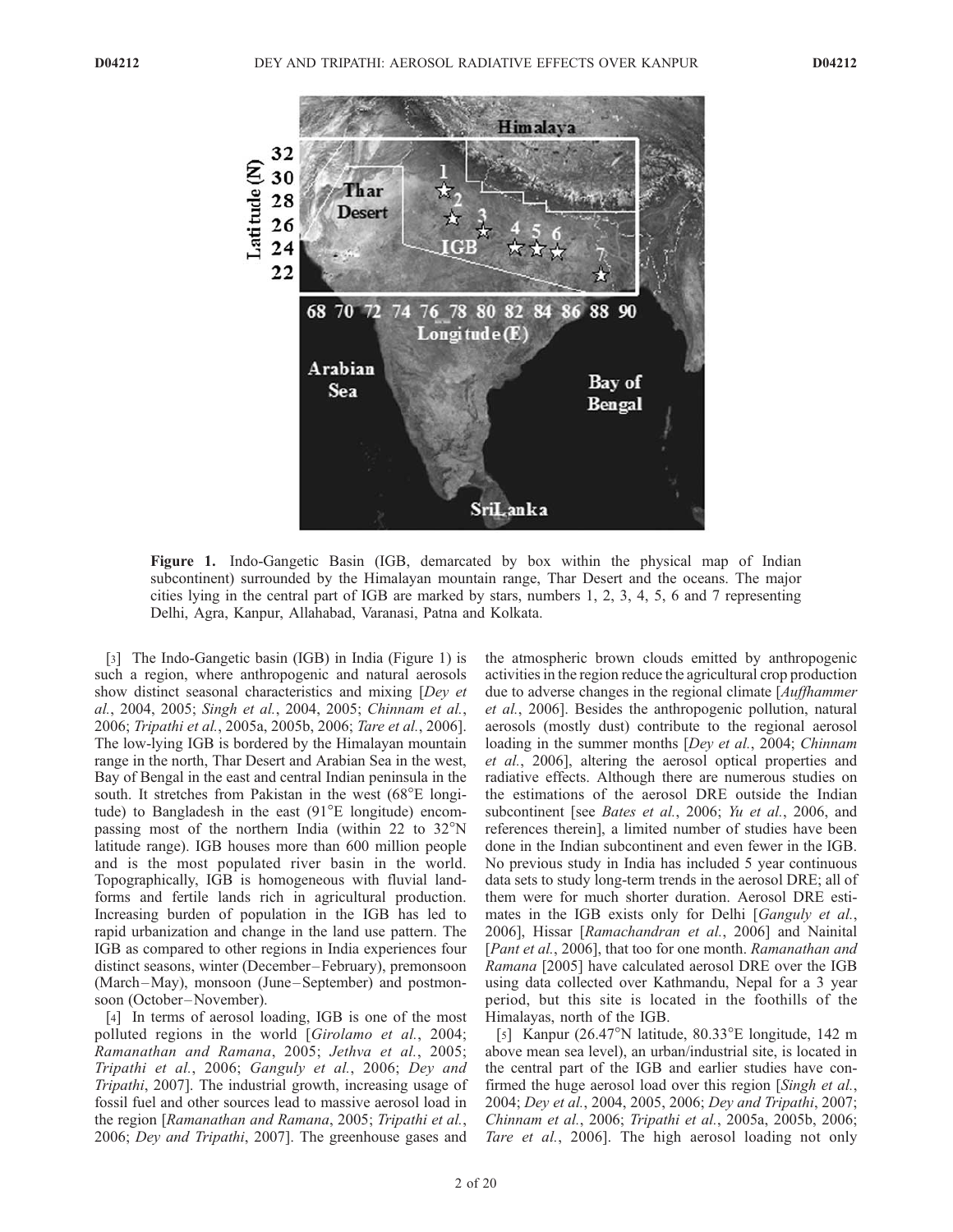Figure 1. Indo-Gangetic Basin (IGB, demarcated by box within the physical map of Indian subcontinent) surrounded by the Himalayan mountain range, Thar Desert and the oceans. The major cities lying in the central part of IGB are marked by stars, numbers 1, 2, 3, 4, 5, 6 and 7 representing Delhi, Agra, Kanpur, Allahabad, Varanasi, Patna and Kolkata.

[3] The Indo-Gangetic basin (IGB) in India (Figure 1) is such a region, where anthropogenic and natural aerosols show distinct seasonal characteristics and mixing [*Dey et al.*, 2004, 2005; *Singh et al.*, 2004, 2005; *Chinnam et al.*, 2006; *Tripathi et al.*, 2005a, 2005b, 2006; *Tare et al.*, 2006]. The low-lying IGB is bordered by the Himalayan mountain range in the north, Thar Desert and Arabian Sea in the west, Bay of Bengal in the east and central Indian peninsula in the south. It stretches from Pakistan in the west (68°E longitude) to Bangladesh in the east (91°E longitude) encompassing most of the northern India (within 22 to 32°N latitude range). IGB houses more than 600 million people and is the most populated river basin in the world. Topographically, IGB is homogeneous with fluvial landforms and fertile lands rich in agricultural production. Increasing burden of population in the IGB has led to rapid urbanization and change in the land use pattern. The IGB as compared to other regions in India experiences four distinct seasons, winter (December–February), premonsoon (March–May), monsoon (June–September) and postmonsoon (October–November).

[4] In terms of aerosol loading, IGB is one of the most polluted regions in the world [*Girolamo et al.*, 2004; *Ramanathan and Ramana*, 2005; *Jethva et al.*, 2005; *Tripathi et al.*, 2006; *Ganguly et al.*, 2006; *Dey and Tripathi*, 2007]. The industrial growth, increasing usage of fossil fuel and other sources lead to massive aerosol load in the region [*Ramanathan and Ramana*, 2005; *Tripathi et al.*, 2006; *Dey and Tripathi*, 2007]. The greenhouse gases and the atmospheric brown clouds emitted by anthropogenic activities in the region reduce the agricultural crop production due to adverse changes in the regional climate [*Auffhammer et al.*, 2006]. Besides the anthropogenic pollution, natural aerosols (mostly dust) contribute to the regional aerosol loading in the summer months [*Dey et al.*, 2004; *Chinnam et al.*, 2006], altering the aerosol optical properties and radiative effects. Although there are numerous studies on the estimations of the aerosol DRE outside the Indian subcontinent [see *Bates et al.*, 2006; *Yu et al.*, 2006, and references therein], a limited number of studies have been done in the Indian subcontinent and even fewer in the IGB. No previous study in India has included 5 year continuous data sets to study long-term trends in the aerosol DRE; all of them were for much shorter duration. Aerosol DRE estimates in the IGB exists only for Delhi [*Ganguly et al.*, 2006], Hissar [*Ramachandran et al.*, 2006] and Nainital [*Pant et al.*, 2006], that too for one month. *Ramanathan and Ramana* [2005] have calculated aerosol DRE over the IGB using data collected over Kathmandu, Nepal for a 3 year period, but this site is located in the foothills of the Himalayas, north of the IGB.

[5] Kanpur (26.47°N latitude, 80.33°E longitude, 142 m above mean sea level), an urban/industrial site, is located in the central part of the IGB and earlier studies have confirmed the huge aerosol load over this region [*Singh et al.*, 2004; *Dey et al.*, 2004, 2005, 2006; *Dey and Tripathi*, 2007; *Chinnam et al.*, 2006; *Tripathi et al.*, 2005a, 2005b, 2006; *Tare et al.*, 2006]. The high aerosol loading not only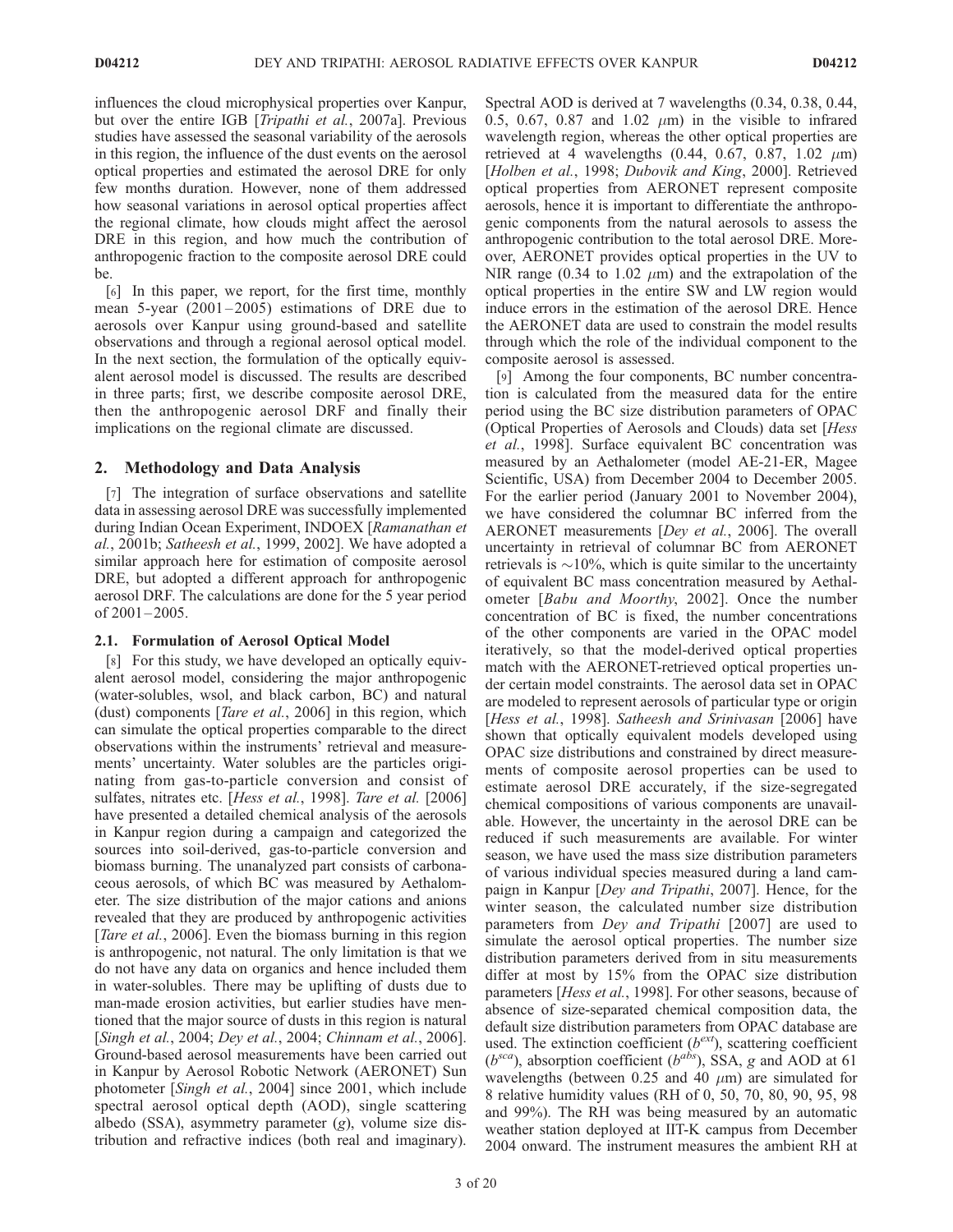influences the cloud microphysical properties over Kanpur, but over the entire IGB [*Tripathi et al.*, 2007a]. Previous studies have assessed the seasonal variability of the aerosols in this region, the influence of the dust events on the aerosol optical properties and estimated the aerosol DRE for only few months duration. However, none of them addressed how seasonal variations in aerosol optical properties affect the regional climate, how clouds might affect the aerosol DRE in this region, and how much the contribution of anthropogenic fraction to the composite aerosol DRE could be.

[6] In this paper, we report, for the first time, monthly mean 5-year (2001–2005) estimations of DRE due to aerosols over Kanpur using ground-based and satellite observations and through a regional aerosol optical model. In the next section, the formulation of the optically equivalent aerosol model is discussed. The results are described in three parts; first, we describe composite aerosol DRE, then the anthropogenic aerosol DRF and finally their implications on the regional climate are discussed.

## 2. Methodology and Data Analysis

[7] The integration of surface observations and satellite data in assessing aerosol DRE was successfully implemented during Indian Ocean Experiment, INDOEX [*Ramanathan et al.*, 2001b; *Satheesh et al.*, 1999, 2002]. We have adopted a similar approach here for estimation of composite aerosol DRE, but adopted a different approach for anthropogenic aerosol DRF. The calculations are done for the 5 year period of 2001–2005.

### 2.1. Formulation of Aerosol Optical Model

[8] For this study, we have developed an optically equivalent aerosol model, considering the major anthropogenic (water-solubles, wsol, and black carbon, BC) and natural (dust) components [*Tare et al.*, 2006] in this region, which can simulate the optical properties comparable to the direct observations within the instruments' retrieval and measurements' uncertainty. Water solubles are the particles originating from gas-to-particle conversion and consist of sulfates, nitrates etc. [*Hess et al.*, 1998]. *Tare et al.* [2006] have presented a detailed chemical analysis of the aerosols in Kanpur region during a campaign and categorized the sources into soil-derived, gas-to-particle conversion and biomass burning. The unanalyzed part consists of carbonaceous aerosols, of which BC was measured by Aethalometer. The size distribution of the major cations and anions revealed that they are produced by anthropogenic activities [*Tare et al.*, 2006]. Even the biomass burning in this region is anthropogenic, not natural. The only limitation is that we do not have any data on organics and hence included them in water-solubles. There may be uplifting of dusts due to man-made erosion activities, but earlier studies have mentioned that the major source of dusts in this region is natural [*Singh et al.*, 2004; *Dey et al.*, 2004; *Chinnam et al.*, 2006]. Ground-based aerosol measurements have been carried out in Kanpur by Aerosol Robotic Network (AERONET) Sun photometer [*Singh et al.*, 2004] since 2001, which include spectral aerosol optical depth (AOD), single scattering albedo (SSA), asymmetry parameter ($g$), volume size distribution and refractive indices (both real and imaginary). Spectral AOD is derived at 7 wavelengths (0.34, 0.38, 0.44, 0.5, 0.67, 0.87 and 1.02 $\mu$m) in the visible to infrared wavelength region, whereas the other optical properties are retrieved at 4 wavelengths (0.44, 0.67, 0.87, 1.02 $\mu$m) [*Holben et al.*, 1998; *Dubovik and King*, 2000]. Retrieved optical properties from AERONET represent composite aerosols, hence it is important to differentiate the anthropogenic components from the natural aerosols to assess the anthropogenic contribution to the total aerosol DRE. Moreover, AERONET provides optical properties in the UV to NIR range (0.34 to 1.02 $\mu$m) and the extrapolation of the optical properties in the entire SW and LW region would induce errors in the estimation of the aerosol DRE. Hence the AERONET data are used to constrain the model results through which the role of the individual component to the composite aerosol is assessed.

[9] Among the four components, BC number concentration is calculated from the measured data for the entire period using the BC size distribution parameters of OPAC (Optical Properties of Aerosols and Clouds) data set [*Hess et al.*, 1998]. Surface equivalent BC concentration was measured by an Aethalometer (model AE-21-ER, Magee Scientific, USA) from December 2004 to December 2005. For the earlier period (January 2001 to November 2004), we have considered the columnar BC inferred from the AERONET measurements [*Dey et al.*, 2006]. The overall uncertainty in retrieval of columnar BC from AERONET retrievals is ~10%, which is quite similar to the uncertainty of equivalent BC mass concentration measured by Aethalometer [*Babu and Moorthy*, 2002]. Once the number concentration of BC is fixed, the number concentrations of the other components are varied in the OPAC model iteratively, so that the model-derived optical properties match with the AERONET-retrieved optical properties under certain model constraints. The aerosol data set in OPAC are modeled to represent aerosols of particular type or origin [*Hess et al.*, 1998]. *Satheesh and Srinivasan* [2006] have shown that optically equivalent models developed using OPAC size distributions and constrained by direct measurements of composite aerosol properties can be used to estimate aerosol DRE accurately, if the size-segregated chemical compositions of various components are unavailable. However, the uncertainty in the aerosol DRE can be reduced if such measurements are available. For winter season, we have used the mass size distribution parameters of various individual species measured during a land campaign in Kanpur [*Dey and Tripathi*, 2007]. Hence, for the winter season, the calculated number size distribution parameters from *Dey and Tripathi* [2007] are used to simulate the aerosol optical properties. The number size distribution parameters derived from in situ measurements differ at most by 15% from the OPAC size distribution parameters [*Hess et al.*, 1998]. For other seasons, because of absence of size-separated chemical composition data, the default size distribution parameters from OPAC database are used. The extinction coefficient ($b^{ext}$), scattering coefficient ($b^{sca}$), absorption coefficient ($b^{abs}$), SSA, $g$ and AOD at 61 wavelengths (between 0.25 and 40 $\mu$m) are simulated for 8 relative humidity values (RH of 0, 50, 70, 80, 90, 95, 98 and 99%). The RH was being measured by an automatic weather station deployed at IIT-K campus from December 2004 onward. The instrument measures the ambient RH at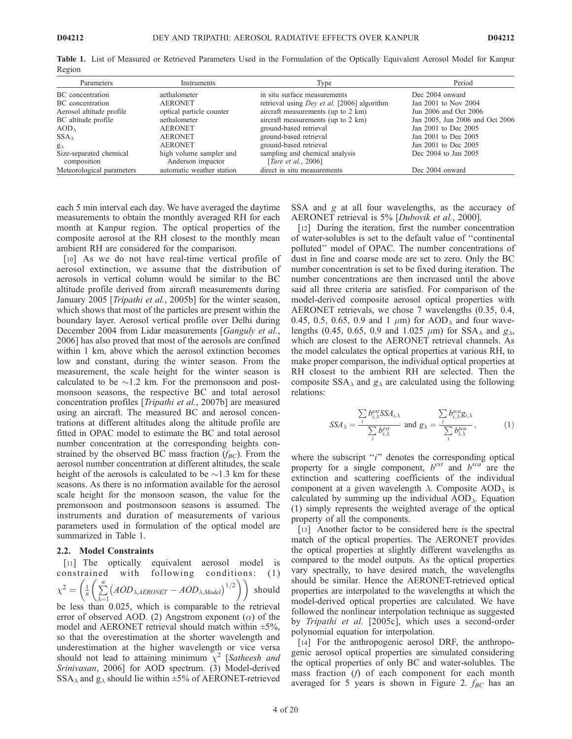**Table 1.** List of Measured or Retrieved Parameters Used in the Formulation of the Optically Equivalent Aerosol Model for Kanpur Region

| Parameters | Instruments | Type | Period |
|---|---|---|---|
| BC concentration | aethalometer | in situ surface measurements | Dec 2004 onward |
| BC concentration | AERONET | retrieval using *Dey et al.* [2006] algorithm | Jan 2001 to Nov 2004 |
| Aerosol altitude profile | optical particle counter | aircraft measurements (up to 2 km) | Jun 2006 and Oct 2006 |
| BC altitude profile | aethalometer | aircraft measurements (up to 2 km) | Jan 2005, Jun 2006 and Oct 2006 |
| $AOD_\lambda$ | AERONET | ground-based retrieval | Jan 2001 to Dec 2005 |
| $SSA_\lambda$ | AERONET | ground-based retrieval | Jan 2001 to Dec 2005 |
| $g_\lambda$ | AERONET | ground-based retrieval | Jan 2001 to Dec 2005 |
| Size-separated chemical composition | high volume sampler and Anderson impactor | sampling and chemical analysis [*Tare et al.*, 2006] | Dec 2004 to Jan 2005 |
| Meteorological parameters | automatic weather station | direct in situ measurements | Dec 2004 onward |

each 5 min interval each day. We have averaged the daytime measurements to obtain the monthly averaged RH for each month at Kanpur region. The optical properties of the composite aerosol at the RH closest to the monthly mean ambient RH are considered for the comparison.

[10] As we do not have real-time vertical profile of aerosol extinction, we assume that the distribution of aerosols in vertical column would be similar to the BC altitude profile derived from aircraft measurements during January 2005 [*Tripathi et al.*, 2005b] for the winter season, which shows that most of the particles are present within the boundary layer. Aerosol vertical profile over Delhi during December 2004 from Lidar measurements [*Ganguly et al.*, 2006] has also proved that most of the aerosols are confined within 1 km, above which the aerosol extinction becomes low and constant, during the winter season. From the measurement, the scale height for the winter season is calculated to be ~1.2 km. For the premonsoon and postmonsoon seasons, the respective BC and total aerosol concentration profiles [*Tripathi et al.*, 2007b] are measured using an aircraft. The measured BC and aerosol concentrations at different altitudes along the altitude profile are fitted in OPAC model to estimate the BC and total aerosol number concentration at the corresponding heights constrained by the observed BC mass fraction ($f_{BC}$). From the aerosol number concentration at different altitudes, the scale height of the aerosols is calculated to be ~1.3 km for these seasons. As there is no information available for the aerosol scale height for the monsoon season, the value for the premonsoon and postmonsoon seasons is assumed. The instruments and duration of measurements of various parameters used in formulation of the optical model are summarized in Table 1.

### 2.2. Model Constraints

[11] The optically equivalent aerosol model is constrained with following conditions: (1) $\chi^2 = \left(\frac{1}{n}\left(\sum_{\lambda=1}^{n}\left(AOD_{\lambda,AERONET} - AOD_{\lambda,Model}\right)^{1/2}\right)\right)$ should be less than 0.025, which is comparable to the retrieval error of observed AOD. (2) Angstrom exponent ($\alpha$) of the model and AERONET retrieval should match within ±5%, so that the overestimation at the shorter wavelength and underestimation at the higher wavelength or vice versa should not lead to attaining minimum $\chi^2$ [*Satheesh and Srinivasan*, 2006] for AOD spectrum. (3) Model-derived $SSA_\lambda$ and $g_\lambda$ should lie within ±5% of AERONET-retrieved SSA and $g$ at all four wavelengths, as the accuracy of AERONET retrieval is 5% [*Dubovik et al.*, 2000].

[12] During the iteration, first the number concentration of water-solubles is set to the default value of "continental polluted" model of OPAC. The number concentrations of dust in fine and coarse mode are set to zero. Only the BC number concentration is set to be fixed during iteration. The number concentrations are then increased until the above said all three criteria are satisfied. For comparison of the model-derived composite aerosol optical properties with AERONET retrievals, we chose 7 wavelengths (0.35, 0.4, 0.45, 0.5, 0.65, 0.9 and 1 $\mu$m) for $AOD_\lambda$ and four wavelengths (0.45, 0.65, 0.9 and 1.025 $\mu$m) for $SSA_\lambda$ and $g_\lambda$, which are closest to the AERONET retrieval channels. As the model calculates the optical properties at various RH, to make proper comparison, the individual optical properties at RH closest to the ambient RH are selected. Then the composite $SSA_\lambda$ and $g_\lambda$ are calculated using the following relations:

$$SSA_\lambda = \frac{\sum_i b_{i,\lambda}^{ext} SSA_{i,\lambda}}{\sum_i b_{i,\lambda}^{ext}} \text{ and } g_\lambda = \frac{\sum_i b_{i,\lambda}^{sca} g_{i,\lambda}}{\sum_i b_{i,\lambda}^{sca}}, \tag{1}$$

where the subscript "$i$" denotes the corresponding optical property for a single component, $b^{ext}$ and $b^{sca}$ are the extinction and scattering coefficients of the individual component at a given wavelength $\lambda$. Composite $AOD_\lambda$ is calculated by summing up the individual $AOD_\lambda$. Equation (1) simply represents the weighted average of the optical property of all the components.

[13] Another factor to be considered here is the spectral match of the optical properties. The AERONET provides the optical properties at slightly different wavelengths as compared to the model outputs. As the optical properties vary spectrally, to have desired match, the wavelengths should be similar. Hence the AERONET-retrieved optical properties are interpolated to the wavelengths at which the model-derived optical properties are calculated. We have followed the nonlinear interpolation technique as suggested by *Tripathi et al.* [2005c], which uses a second-order polynomial equation for interpolation.

[14] For the anthropogenic aerosol DRF, the anthropogenic aerosol optical properties are simulated considering the optical properties of only BC and water-solubles. The mass fraction ($f$) of each component for each month averaged for 5 years is shown in Figure 2. $f_{BC}$ has an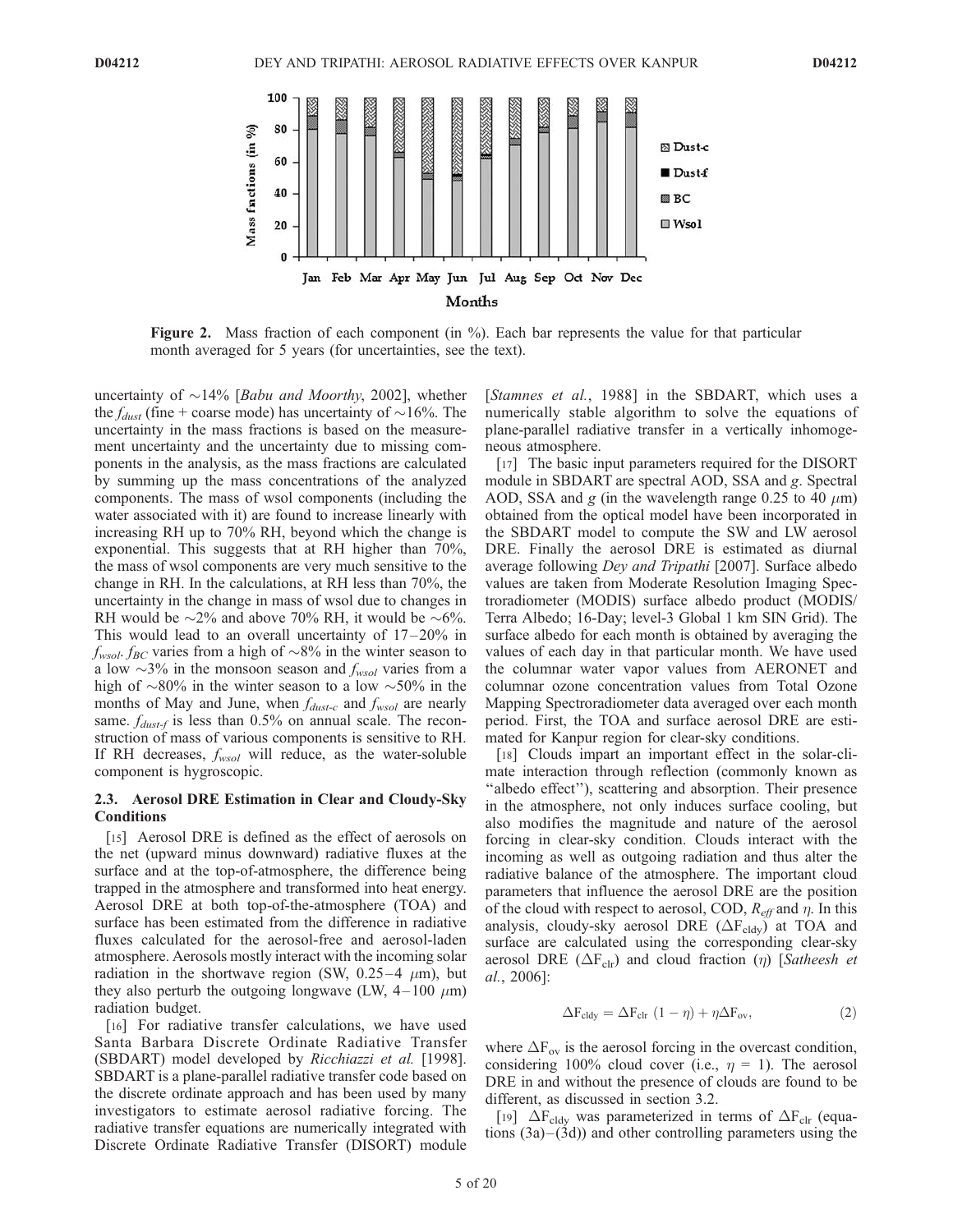**Figure 2.** Mass fraction of each component (in %). Each bar represents the value for that particular month averaged for 5 years (for uncertainties, see the text).

uncertainty of ~14% [*Babu and Moorthy*, 2002], whether the $f_{dust}$ (fine + coarse mode) has uncertainty of ~16%. The uncertainty in the mass fractions is based on the measurement uncertainty and the uncertainty due to missing components in the analysis, as the mass fractions are calculated by summing up the mass concentrations of the analyzed components. The mass of wsol components (including the water associated with it) are found to increase linearly with increasing RH up to 70% RH, beyond which the change is exponential. This suggests that at RH higher than 70%, the mass of wsol components are very much sensitive to the change in RH. In the calculations, at RH less than 70%, the uncertainty in the change in mass of wsol due to changes in RH would be ~2% and above 70% RH, it would be ~6%. This would lead to an overall uncertainty of 17–20% in $f_{wsol}$. $f_{BC}$ varies from a high of ~8% in the winter season to a low ~3% in the monsoon season and $f_{wsol}$ varies from a high of ~80% in the winter season to a low ~50% in the months of May and June, when $f_{dust\text{-}c}$ and $f_{wsol}$ are nearly same. $f_{dust\text{-}f}$ is less than 0.5% on annual scale. The reconstruction of mass of various components is sensitive to RH. If RH decreases, $f_{wsol}$ will reduce, as the water-soluble component is hygroscopic.

### 2.3. Aerosol DRE Estimation in Clear and Cloudy-Sky Conditions

[15] Aerosol DRE is defined as the effect of aerosols on the net (upward minus downward) radiative fluxes at the surface and at the top-of-atmosphere, the difference being trapped in the atmosphere and transformed into heat energy. Aerosol DRE at both top-of-the-atmosphere (TOA) and surface has been estimated from the difference in radiative fluxes calculated for the aerosol-free and aerosol-laden atmosphere. Aerosols mostly interact with the incoming solar radiation in the shortwave region (SW, 0.25–4 $\mu$m), but they also perturb the outgoing longwave (LW, 4–100 $\mu$m) radiation budget.

[16] For radiative transfer calculations, we have used Santa Barbara Discrete Ordinate Radiative Transfer (SBDART) model developed by *Ricchiazzi et al.* [1998]. SBDART is a plane-parallel radiative transfer code based on the discrete ordinate approach and has been used by many investigators to estimate aerosol radiative forcing. The radiative transfer equations are numerically integrated with Discrete Ordinate Radiative Transfer (DISORT) module [*Stamnes et al.*, 1988] in the SBDART, which uses a numerically stable algorithm to solve the equations of plane-parallel radiative transfer in a vertically inhomogeneous atmosphere.

[17] The basic input parameters required for the DISORT module in SBDART are spectral AOD, SSA and *g*. Spectral AOD, SSA and *g* (in the wavelength range 0.25 to 40 $\mu$m) obtained from the optical model have been incorporated in the SBDART model to compute the SW and LW aerosol DRE. Finally the aerosol DRE is estimated as diurnal average following *Dey and Tripathi* [2007]. Surface albedo values are taken from Moderate Resolution Imaging Spectroradiometer (MODIS) surface albedo product (MODIS/Terra Albedo; 16-Day; level-3 Global 1 km SIN Grid). The surface albedo for each month is obtained by averaging the values of each day in that particular month. We have used the columnar water vapor values from AERONET and columnar ozone concentration values from Total Ozone Mapping Spectroradiometer data averaged over each month period. First, the TOA and surface aerosol DRE are estimated for Kanpur region for clear-sky conditions.

[18] Clouds impart an important effect in the solar-climate interaction through reflection (commonly known as "albedo effect"), scattering and absorption. Their presence in the atmosphere, not only induces surface cooling, but also modifies the magnitude and nature of the aerosol forcing in clear-sky condition. Clouds interact with the incoming as well as outgoing radiation and thus alter the radiative balance of the atmosphere. The important cloud parameters that influence the aerosol DRE are the position of the cloud with respect to aerosol, COD, $R_{eff}$ and $\eta$. In this analysis, cloudy-sky aerosol DRE ($\Delta F_{cldy}$) at TOA and surface are calculated using the corresponding clear-sky aerosol DRE ($\Delta F_{clr}$) and cloud fraction ($\eta$) [*Satheesh et al.*, 2006]:

$$\Delta F_{cldy} = \Delta F_{clr}\,(1 - \eta) + \eta \Delta F_{ov}, \tag{2}$$

where $\Delta F_{ov}$ is the aerosol forcing in the overcast condition, considering 100% cloud cover (i.e., $\eta$ = 1). The aerosol DRE in and without the presence of clouds are found to be different, as discussed in section 3.2.

[19] $\Delta F_{cldy}$ was parameterized in terms of $\Delta F_{clr}$ (equations (3a)–(3d)) and other controlling parameters using the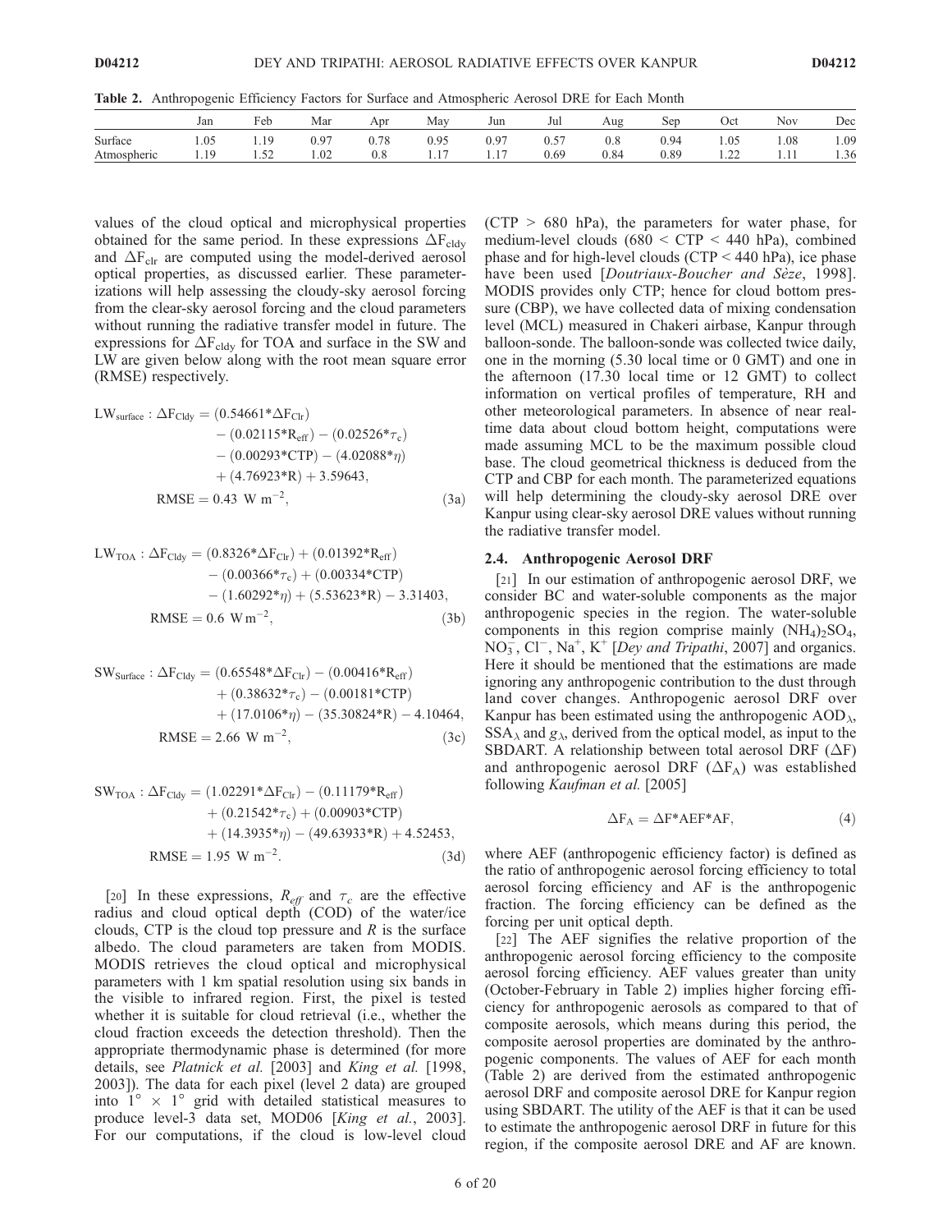**Table 2.** Anthropogenic Efficiency Factors for Surface and Atmospheric Aerosol DRE for Each Month

| | Jan | Feb | Mar | Apr | May | Jun | Jul | Aug | Sep | Oct | Nov | Dec |
|---|---|---|---|---|---|---|---|---|---|---|---|---|
| Surface | 1.05 | 1.19 | 0.97 | 0.78 | 0.95 | 0.97 | 0.57 | 0.8 | 0.94 | 1.05 | 1.08 | 1.09 |
| Atmospheric | 1.19 | 1.52 | 1.02 | 0.8 | 1.17 | 1.17 | 0.69 | 0.84 | 0.89 | 1.22 | 1.11 | 1.36 |

values of the cloud optical and microphysical properties obtained for the same period. In these expressions $\Delta F_{cldy}$ and $\Delta F_{clr}$ are computed using the model-derived aerosol optical properties, as discussed earlier. These parameterizations will help assessing the cloudy-sky aerosol forcing from the clear-sky aerosol forcing and the cloud parameters without running the radiative transfer model in future. The expressions for $\Delta F_{cldy}$ for TOA and surface in the SW and LW are given below along with the root mean square error (RMSE) respectively.

$$\begin{aligned} \mathrm{LW_{surface}}: \Delta F_{Cldy} = {} & (0.54661{*}\Delta F_{Clr}) \\ & - (0.02115{*}R_{eff}) - (0.02526{*}\tau_c) \\ & - (0.00293{*}\mathrm{CTP}) - (4.02088{*}\eta) \\ & + (4.76923{*}R) + 3.59643, \\ \mathrm{RMSE} = {} & 0.43\ \mathrm{W\ m^{-2}}, \end{aligned} \tag{3a}$$

$$\begin{aligned} \mathrm{LW_{TOA}}: \Delta F_{Cldy} = {} & (0.8326{*}\Delta F_{Clr}) + (0.01392{*}R_{eff}) \\ & - (0.00366{*}\tau_c) + (0.00334{*}\mathrm{CTP}) \\ & - (1.60292{*}\eta) + (5.53623{*}R) - 3.31403, \\ \mathrm{RMSE} = {} & 0.6\ \mathrm{W\,m^{-2}}, \end{aligned} \tag{3b}$$

$$\begin{aligned} \mathrm{SW_{Surface}}: \Delta F_{Cldy} = {} & (0.65548{*}\Delta F_{Clr}) - (0.00416{*}R_{eff}) \\ & + (0.38632{*}\tau_c) - (0.00181{*}\mathrm{CTP}) \\ & + (17.0106{*}\eta) - (35.30824{*}R) - 4.10464, \\ \mathrm{RMSE} = {} & 2.66\ \mathrm{W\ m^{-2}}, \end{aligned} \tag{3c}$$

$$\begin{aligned} \mathrm{SW_{TOA}}: \Delta F_{Cldy} = {} & (1.02291{*}\Delta F_{Clr}) - (0.11179{*}R_{eff}) \\ & + (0.21542{*}\tau_c) + (0.00903{*}\mathrm{CTP}) \\ & + (14.3935{*}\eta) - (49.63933{*}R) + 4.52453, \\ \mathrm{RMSE} = {} & 1.95\ \mathrm{W\ m^{-2}}. \end{aligned} \tag{3d}$$

[20] In these expressions, $R_{eff}$ and $\tau_c$ are the effective radius and cloud optical depth (COD) of the water/ice clouds, CTP is the cloud top pressure and $R$ is the surface albedo. The cloud parameters are taken from MODIS. MODIS retrieves the cloud optical and microphysical parameters with 1 km spatial resolution using six bands in the visible to infrared region. First, the pixel is tested whether it is suitable for cloud retrieval (i.e., whether the cloud fraction exceeds the detection threshold). Then the appropriate thermodynamic phase is determined (for more details, see *Platnick et al.* [2003] and *King et al.* [1998, 2003]). The data for each pixel (level 2 data) are grouped into $1^\circ \times 1^\circ$ grid with detailed statistical measures to produce level-3 data set, MOD06 [*King et al.*, 2003]. For our computations, if the cloud is low-level cloud (CTP > 680 hPa), the parameters for water phase, for medium-level clouds (680 < CTP < 440 hPa), combined phase and for high-level clouds (CTP < 440 hPa), ice phase have been used [*Doutriaux-Boucher and Sèze*, 1998]. MODIS provides only CTP; hence for cloud bottom pressure (CBP), we have collected data of mixing condensation level (MCL) measured in Chakeri airbase, Kanpur through balloon-sonde. The balloon-sonde was collected twice daily, one in the morning (5.30 local time or 0 GMT) and one in the afternoon (17.30 local time or 12 GMT) to collect information on vertical profiles of temperature, RH and other meteorological parameters. In absence of near real-time data about cloud bottom height, computations were made assuming MCL to be the maximum possible cloud base. The cloud geometrical thickness is deduced from the CTP and CBP for each month. The parameterized equations will help determining the cloudy-sky aerosol DRE over Kanpur using clear-sky aerosol DRE values without running the radiative transfer model.

### 2.4. Anthropogenic Aerosol DRF

[21] In our estimation of anthropogenic aerosol DRF, we consider BC and water-soluble components as the major anthropogenic species in the region. The water-soluble components in this region comprise mainly $(NH_4)_2SO_4$, $NO_3^-$, $Cl^-$, $Na^+$, $K^+$ [*Dey and Tripathi*, 2007] and organics. Here it should be mentioned that the estimations are made ignoring any anthropogenic contribution to the dust through land cover changes. Anthropogenic aerosol DRF over Kanpur has been estimated using the anthropogenic $\mathrm{AOD}_\lambda$, $\mathrm{SSA}_\lambda$ and $g_\lambda$, derived from the optical model, as input to the SBDART. A relationship between total aerosol DRF ($\Delta F$) and anthropogenic aerosol DRF ($\Delta F_A$) was established following *Kaufman et al.* [2005]

$$\Delta F_A = \Delta F{*}\mathrm{AEF}{*}\mathrm{AF}, \tag{4}$$

where AEF (anthropogenic efficiency factor) is defined as the ratio of anthropogenic aerosol forcing efficiency to total aerosol forcing efficiency and AF is the anthropogenic fraction. The forcing efficiency can be defined as the forcing per unit optical depth.

[22] The AEF signifies the relative proportion of the anthropogenic aerosol forcing efficiency to the composite aerosol forcing efficiency. AEF values greater than unity (October-February in Table 2) implies higher forcing efficiency for anthropogenic aerosols as compared to that of composite aerosols, which means during this period, the composite aerosol properties are dominated by the anthropogenic components. The values of AEF for each month (Table 2) are derived from the estimated anthropogenic aerosol DRF and composite aerosol DRE for Kanpur region using SBDART. The utility of the AEF is that it can be used to estimate the anthropogenic aerosol DRF in future for this region, if the composite aerosol DRE and AF are known.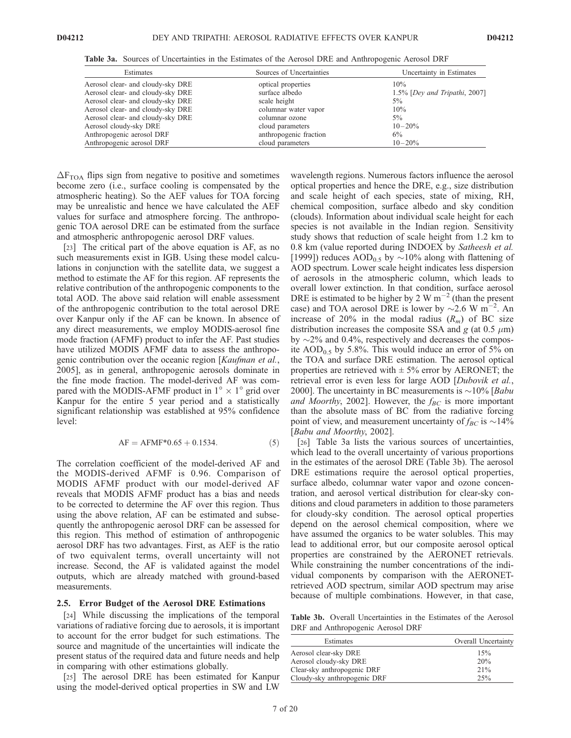**Table 3a.** Sources of Uncertainties in the Estimates of the Aerosol DRE and Anthropogenic Aerosol DRF

| Estimates | Sources of Uncertainties | Uncertainty in Estimates |
|---|---|---|
| Aerosol clear- and cloudy-sky DRE | optical properties | 10% |
| Aerosol clear- and cloudy-sky DRE | surface albedo | 1.5% [*Dey and Tripathi*, 2007] |
| Aerosol clear- and cloudy-sky DRE | scale height | 5% |
| Aerosol clear- and cloudy-sky DRE | columnar water vapor | 10% |
| Aerosol clear- and cloudy-sky DRE | columnar ozone | 5% |
| Aerosol cloudy-sky DRE | cloud parameters | 10–20% |
| Anthropogenic aerosol DRF | anthropogenic fraction | 6% |
| Anthropogenic aerosol DRF | cloud parameters | 10–20% |

$\Delta F_{TOA}$ flips sign from negative to positive and sometimes become zero (i.e., surface cooling is compensated by the atmospheric heating). So the AEF values for TOA forcing may be unrealistic and hence we have calculated the AEF values for surface and atmosphere forcing. The anthropogenic TOA aerosol DRE can be estimated from the surface and atmospheric anthropogenic aerosol DRF values.

[23] The critical part of the above equation is AF, as no such measurements exist in IGB. Using these model calculations in conjunction with the satellite data, we suggest a method to estimate the AF for this region. AF represents the relative contribution of the anthropogenic components to the total AOD. The above said relation will enable assessment of the anthropogenic contribution to the total aerosol DRE over Kanpur only if the AF can be known. In absence of any direct measurements, we employ MODIS-aerosol fine mode fraction (AFMF) product to infer the AF. Past studies have utilized MODIS AFMF data to assess the anthropogenic contribution over the oceanic region [*Kaufman et al.*, 2005], as in general, anthropogenic aerosols dominate in the fine mode fraction. The model-derived AF was compared with the MODIS-AFMF product in $1^\circ \times 1^\circ$ grid over Kanpur for the entire 5 year period and a statistically significant relationship was established at 95% confidence level:

$$\mathrm{AF} = \mathrm{AFMF}^{*}0.65 + 0.1534. \qquad (5)$$

The correlation coefficient of the model-derived AF and the MODIS-derived AFMF is 0.96. Comparison of MODIS AFMF product with our model-derived AF reveals that MODIS AFMF product has a bias and needs to be corrected to determine the AF over this region. Thus using the above relation, AF can be estimated and subsequently the anthropogenic aerosol DRF can be assessed for this region. This method of estimation of anthropogenic aerosol DRF has two advantages. First, as AEF is the ratio of two equivalent terms, overall uncertainty will not increase. Second, the AF is validated against the model outputs, which are already matched with ground-based measurements.

### 2.5. Error Budget of the Aerosol DRE Estimations

[24] While discussing the implications of the temporal variations of radiative forcing due to aerosols, it is important to account for the error budget for such estimations. The source and magnitude of the uncertainties will indicate the present status of the required data and future needs and help in comparing with other estimations globally.

[25] The aerosol DRE has been estimated for Kanpur using the model-derived optical properties in SW and LW wavelength regions. Numerous factors influence the aerosol optical properties and hence the DRE, e.g., size distribution and scale height of each species, state of mixing, RH, chemical composition, surface albedo and sky condition (clouds). Information about individual scale height for each species is not available in the Indian region. Sensitivity study shows that reduction of scale height from 1.2 km to 0.8 km (value reported during INDOEX by *Satheesh et al.* [1999]) reduces $\mathrm{AOD}_{0.5}$ by ~10% along with flattening of AOD spectrum. Lower scale height indicates less dispersion of aerosols in the atmospheric column, which leads to overall lower extinction. In that condition, surface aerosol DRE is estimated to be higher by 2 W $\mathrm{m}^{-2}$ (than the present case) and TOA aerosol DRE is lower by ~2.6 W $\mathrm{m}^{-2}$. An increase of 20% in the modal radius ($R_m$) of BC size distribution increases the composite SSA and $g$ (at 0.5 $\mu$m) by ~2% and 0.4%, respectively and decreases the composite $\mathrm{AOD}_{0.5}$ by 5.8%. This would induce an error of 5% on the TOA and surface DRE estimation. The aerosol optical properties are retrieved with ± 5% error by AERONET; the retrieval error is even less for large AOD [*Dubovik et al.*, 2000]. The uncertainty in BC measurements is ~10% [*Babu and Moorthy*, 2002]. However, the $f_{BC}$ is more important than the absolute mass of BC from the radiative forcing point of view, and measurement uncertainty of $f_{BC}$ is ~14% [*Babu and Moorthy*, 2002].

[26] Table 3a lists the various sources of uncertainties, which lead to the overall uncertainty of various proportions in the estimates of the aerosol DRE (Table 3b). The aerosol DRE estimations require the aerosol optical properties, surface albedo, columnar water vapor and ozone concentration, and aerosol vertical distribution for clear-sky conditions and cloud parameters in addition to those parameters for cloudy-sky condition. The aerosol optical properties depend on the aerosol chemical composition, where we have assumed the organics to be water solubles. This may lead to additional error, but our composite aerosol optical properties are constrained by the AERONET retrievals. While constraining the number concentrations of the individual components by comparison with the AERONET-retrieved AOD spectrum, similar AOD spectrum may arise because of multiple combinations. However, in that case,

**Table 3b.** Overall Uncertainties in the Estimates of the Aerosol DRF and Anthropogenic Aerosol DRF

| Estimates | Overall Uncertainty |
|---|---|
| Aerosol clear-sky DRE | 15% |
| Aerosol cloudy-sky DRE | 20% |
| Clear-sky anthropogenic DRF | 21% |
| Cloudy-sky anthropogenic DRF | 25% |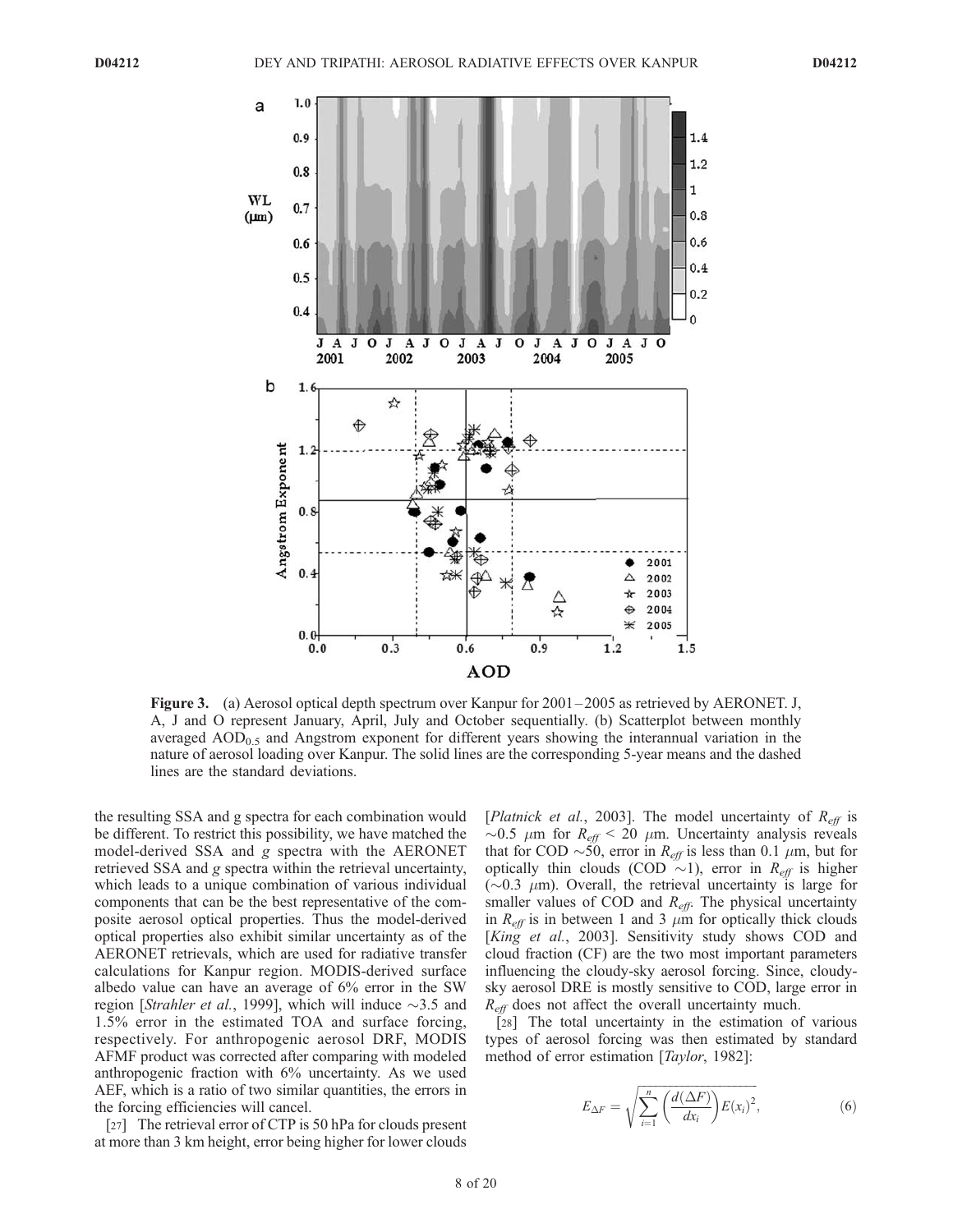**Figure 3.** (a) Aerosol optical depth spectrum over Kanpur for 2001–2005 as retrieved by AERONET. J, A, J and O represent January, April, July and October sequentially. (b) Scatterplot between monthly averaged $AOD_{0.5}$ and Angstrom exponent for different years showing the interannual variation in the nature of aerosol loading over Kanpur. The solid lines are the corresponding 5-year means and the dashed lines are the standard deviations.

the resulting SSA and g spectra for each combination would be different. To restrict this possibility, we have matched the model-derived SSA and $g$ spectra with the AERONET retrieved SSA and $g$ spectra within the retrieval uncertainty, which leads to a unique combination of various individual components that can be the best representative of the composite aerosol optical properties. Thus the model-derived optical properties also exhibit similar uncertainty as of the AERONET retrievals, which are used for radiative transfer calculations for Kanpur region. MODIS-derived surface albedo value can have an average of 6% error in the SW region [*Strahler et al.*, 1999], which will induce ~3.5 and 1.5% error in the estimated TOA and surface forcing, respectively. For anthropogenic aerosol DRF, MODIS AFMF product was corrected after comparing with modeled anthropogenic fraction with 6% uncertainty. As we used AEF, which is a ratio of two similar quantities, the errors in the forcing efficiencies will cancel.

[27] The retrieval error of CTP is 50 hPa for clouds present at more than 3 km height, error being higher for lower clouds [*Platnick et al.*, 2003]. The model uncertainty of $R_{eff}$ is ~0.5 $\mu$m for $R_{eff}$ < 20 $\mu$m. Uncertainty analysis reveals that for COD ~50, error in $R_{eff}$ is less than 0.1 $\mu$m, but for optically thin clouds (COD ~1), error in $R_{eff}$ is higher (~0.3 $\mu$m). Overall, the retrieval uncertainty is large for smaller values of COD and $R_{eff}$. The physical uncertainty in $R_{eff}$ is in between 1 and 3 $\mu$m for optically thick clouds [*King et al.*, 2003]. Sensitivity study shows COD and cloud fraction (CF) are the two most important parameters influencing the cloudy-sky aerosol forcing. Since, cloudy-sky aerosol DRE is mostly sensitive to COD, large error in $R_{eff}$ does not affect the overall uncertainty much.

[28] The total uncertainty in the estimation of various types of aerosol forcing was then estimated by standard method of error estimation [*Taylor*, 1982]:

$$E_{\Delta F} = \sqrt{\sum_{i=1}^{n} \left(\frac{d(\Delta F)}{dx_i}\right) E(x_i)^2}, \tag{6}$$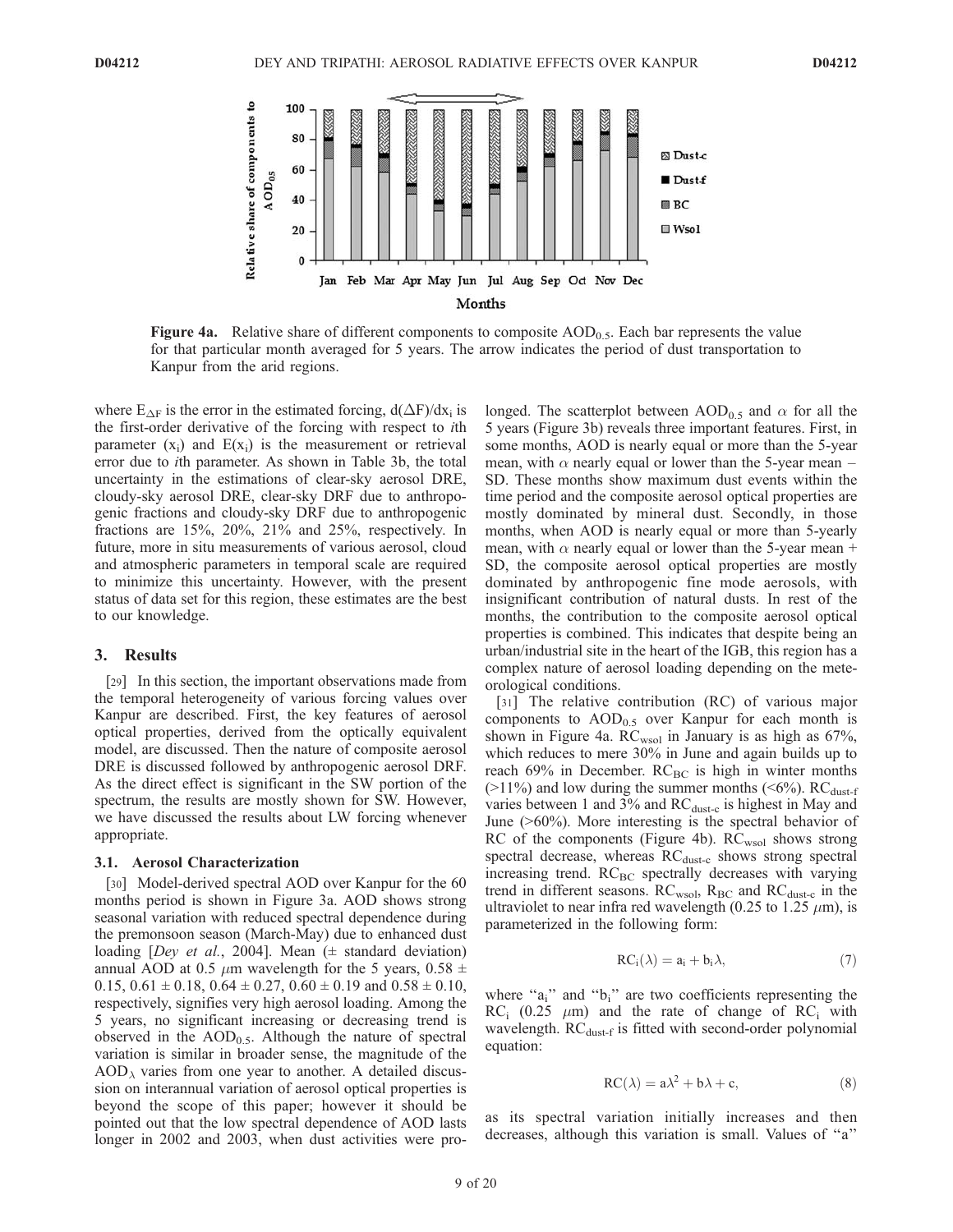Figure 4a. Relative share of different components to composite $AOD_{0.5}$. Each bar represents the value for that particular month averaged for 5 years. The arrow indicates the period of dust transportation to Kanpur from the arid regions.

where $E_{\Delta F}$ is the error in the estimated forcing, $d(\Delta F)/dx_i$ is the first-order derivative of the forcing with respect to $i$th parameter ($x_i$) and $E(x_i)$ is the measurement or retrieval error due to $i$th parameter. As shown in Table 3b, the total uncertainty in the estimations of clear-sky aerosol DRE, cloudy-sky aerosol DRE, clear-sky DRF due to anthropogenic fractions and cloudy-sky DRF due to anthropogenic fractions are 15%, 20%, 21% and 25%, respectively. In future, more in situ measurements of various aerosol, cloud and atmospheric parameters in temporal scale are required to minimize this uncertainty. However, with the present status of data set for this region, these estimates are the best to our knowledge.

## 3. Results

[29] In this section, the important observations made from the temporal heterogeneity of various forcing values over Kanpur are described. First, the key features of aerosol optical properties, derived from the optically equivalent model, are discussed. Then the nature of composite aerosol DRE is discussed followed by anthropogenic aerosol DRF. As the direct effect is significant in the SW portion of the spectrum, the results are mostly shown for SW. However, we have discussed the results about LW forcing whenever appropriate.

### 3.1. Aerosol Characterization

[30] Model-derived spectral AOD over Kanpur for the 60 months period is shown in Figure 3a. AOD shows strong seasonal variation with reduced spectral dependence during the premonsoon season (March-May) due to enhanced dust loading [*Dey et al.*, 2004]. Mean ($\pm$ standard deviation) annual AOD at 0.5 $\mu$m wavelength for the 5 years, 0.58 $\pm$ 0.15, 0.61 $\pm$ 0.18, 0.64 $\pm$ 0.27, 0.60 $\pm$ 0.19 and 0.58 $\pm$ 0.10, respectively, signifies very high aerosol loading. Among the 5 years, no significant increasing or decreasing trend is observed in the $AOD_{0.5}$. Although the nature of spectral variation is similar in broader sense, the magnitude of the $AOD_\lambda$ varies from one year to another. A detailed discussion on interannual variation of aerosol optical properties is beyond the scope of this paper; however it should be pointed out that the low spectral dependence of AOD lasts longer in 2002 and 2003, when dust activities were prolonged. The scatterplot between $AOD_{0.5}$ and $\alpha$ for all the 5 years (Figure 3b) reveals three important features. First, in some months, AOD is nearly equal or more than the 5-year mean, with $\alpha$ nearly equal or lower than the 5-year mean – SD. These months show maximum dust events within the time period and the composite aerosol optical properties are mostly dominated by mineral dust. Secondly, in those months, when AOD is nearly equal or more than 5-yearly mean, with $\alpha$ nearly equal or lower than the 5-year mean + SD, the composite aerosol optical properties are mostly dominated by anthropogenic fine mode aerosols, with insignificant contribution of natural dusts. In rest of the months, the contribution to the composite aerosol optical properties is combined. This indicates that despite being an urban/industrial site in the heart of the IGB, this region has a complex nature of aerosol loading depending on the meteorological conditions.

[31] The relative contribution (RC) of various major components to $AOD_{0.5}$ over Kanpur for each month is shown in Figure 4a. $RC_{wsol}$ in January is as high as 67%, which reduces to mere 30% in June and again builds up to reach 69% in December. $RC_{BC}$ is high in winter months (>11%) and low during the summer months (<6%). $RC_{dust\text{-}f}$ varies between 1 and 3% and $RC_{dust\text{-}c}$ is highest in May and June (>60%). More interesting is the spectral behavior of RC of the components (Figure 4b). $RC_{wsol}$ shows strong spectral decrease, whereas $RC_{dust\text{-}c}$ shows strong spectral increasing trend. $RC_{BC}$ spectrally decreases with varying trend in different seasons. $RC_{wsol}$, $R_{BC}$ and $RC_{dust\text{-}c}$ in the ultraviolet to near infra red wavelength (0.25 to 1.25 $\mu$m), is parameterized in the following form:

$$RC_i(\lambda) = a_i + b_i\lambda, \tag{7}$$

where "$a_i$" and "$b_i$" are two coefficients representing the $RC_i$ (0.25 $\mu$m) and the rate of change of $RC_i$ with wavelength. $RC_{dust\text{-}f}$ is fitted with second-order polynomial equation:

$$RC(\lambda) = a\lambda^2 + b\lambda + c, \tag{8}$$

as its spectral variation initially increases and then decreases, although this variation is small. Values of "a"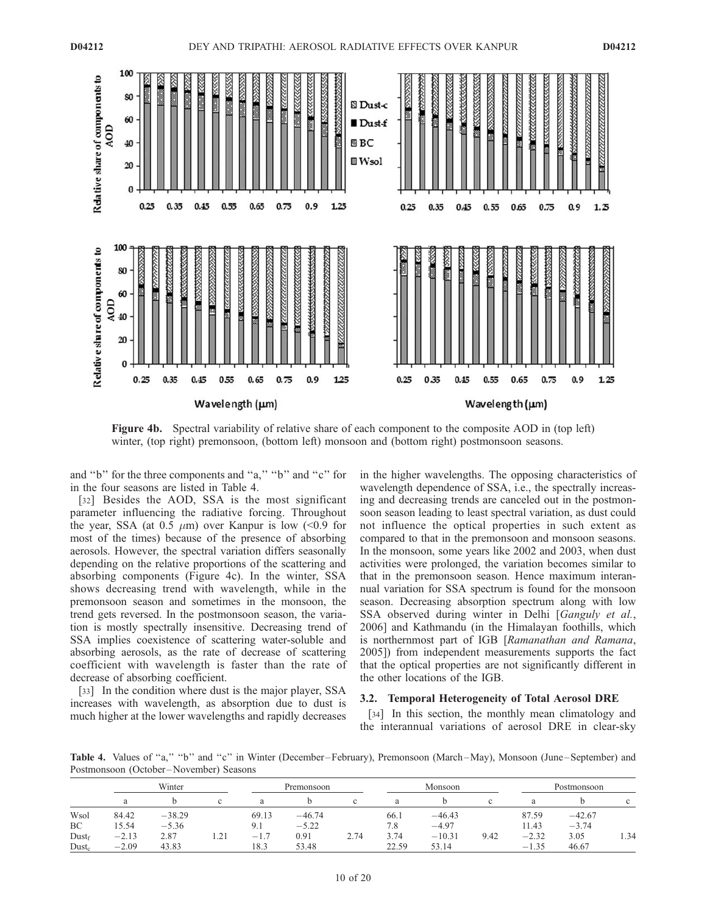**Figure 4b.** Spectral variability of relative share of each component to the composite AOD in (top left) winter, (top right) premonsoon, (bottom left) monsoon and (bottom right) postmonsoon seasons.

and "b" for the three components and "a," "b" and "c" for in the four seasons are listed in Table 4.

[32] Besides the AOD, SSA is the most significant parameter influencing the radiative forcing. Throughout the year, SSA (at 0.5 $\mu$m) over Kanpur is low (<0.9 for most of the times) because of the presence of absorbing aerosols. However, the spectral variation differs seasonally depending on the relative proportions of the scattering and absorbing components (Figure 4c). In the winter, SSA shows decreasing trend with wavelength, while in the premonsoon season and sometimes in the monsoon, the trend gets reversed. In the postmonsoon season, the variation is mostly spectrally insensitive. Decreasing trend of SSA implies coexistence of scattering water-soluble and absorbing aerosols, as the rate of decrease of scattering coefficient with wavelength is faster than the rate of decrease of absorbing coefficient.

[33] In the condition where dust is the major player, SSA increases with wavelength, as absorption due to dust is much higher at the lower wavelengths and rapidly decreases in the higher wavelengths. The opposing characteristics of wavelength dependence of SSA, i.e., the spectrally increasing and decreasing trends are canceled out in the postmonsoon season leading to least spectral variation, as dust could not influence the optical properties in such extent as compared to that in the premonsoon and monsoon seasons. In the monsoon, some years like 2002 and 2003, when dust activities were prolonged, the variation becomes similar to that in the premonsoon season. Hence maximum interannual variation for SSA spectrum is found for the monsoon season. Decreasing absorption spectrum along with low SSA observed during winter in Delhi [*Ganguly et al.*, 2006] and Kathmandu (in the Himalayan foothills, which is northernmost part of IGB [*Ramanathan and Ramana*, 2005]) from independent measurements supports the fact that the optical properties are not significantly different in the other locations of the IGB.

### 3.2. Temporal Heterogeneity of Total Aerosol DRE

[34] In this section, the monthly mean climatology and the interannual variations of aerosol DRE in clear-sky

**Table 4.** Values of "a," "b" and "c" in Winter (December–February), Premonsoon (March–May), Monsoon (June–September) and Postmonsoon (October–November) Seasons

| | Winter | | | Premonsoon | | | Monsoon | | | Postmonsoon | | |
|---|---|---|---|---|---|---|---|---|---|---|---|---|
| | a | b | c | a | b | c | a | b | c | a | b | c |
| Wsol | 84.42 | −38.29 | | 69.13 | −46.74 | | 66.1 | −46.43 | | 87.59 | −42.67 | |
| BC | 15.54 | −5.36 | | 9.1 | −5.22 | | 7.8 | −4.97 | | 11.43 | −3.74 | |
| $Dust_f$ | −2.13 | 2.87 | 1.21 | −1.7 | 0.91 | 2.74 | 3.74 | −10.31 | 9.42 | −2.32 | 3.05 | 1.34 |
| $Dust_c$ | −2.09 | 43.83 | | 18.3 | 53.48 | | 22.59 | 53.14 | | −1.35 | 46.67 | |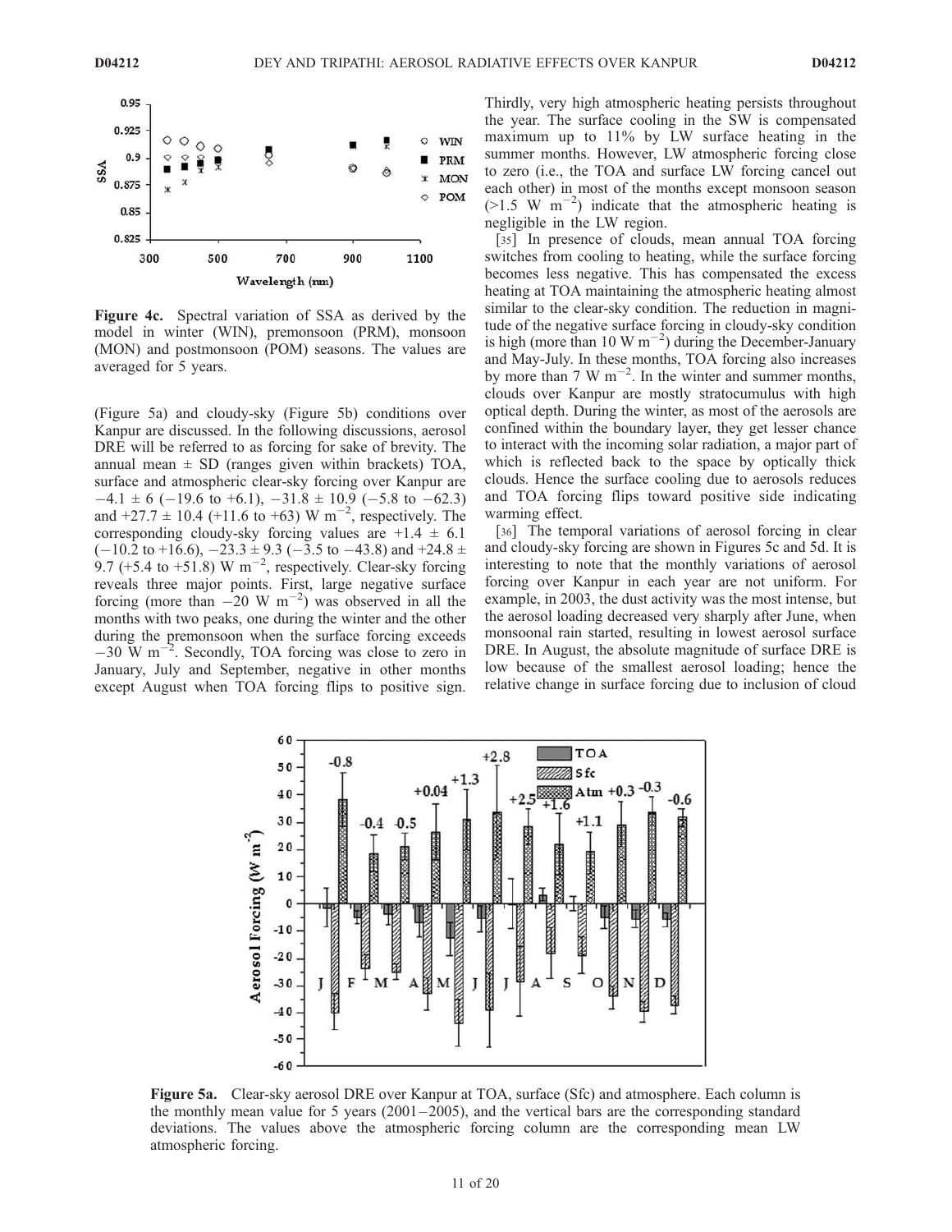Figure 4c. Spectral variation of SSA as derived by the model in winter (WIN), premonsoon (PRM), monsoon (MON) and postmonsoon (POM) seasons. The values are averaged for 5 years.

(Figure 5a) and cloudy-sky (Figure 5b) conditions over Kanpur are discussed. In the following discussions, aerosol DRE will be referred to as forcing for sake of brevity. The annual mean ± SD (ranges given within brackets) TOA, surface and atmospheric clear-sky forcing over Kanpur are −4.1 ± 6 (−19.6 to +6.1), −31.8 ± 10.9 (−5.8 to −62.3) and +27.7 ± 10.4 (+11.6 to +63) W $m^{-2}$, respectively. The corresponding cloudy-sky forcing values are +1.4 ± 6.1 (−10.2 to +16.6), −23.3 ± 9.3 (−3.5 to −43.8) and +24.8 ± 9.7 (+5.4 to +51.8) W $m^{-2}$, respectively. Clear-sky forcing reveals three major points. First, large negative surface forcing (more than −20 W $m^{-2}$) was observed in all the months with two peaks, one during the winter and the other during the premonsoon when the surface forcing exceeds −30 W $m^{-2}$. Secondly, TOA forcing was close to zero in January, July and September, negative in other months except August when TOA forcing flips to positive sign. Thirdly, very high atmospheric heating persists throughout the year. The surface cooling in the SW is compensated maximum up to 11% by LW surface heating in the summer months. However, LW atmospheric forcing close to zero (i.e., the TOA and surface LW forcing cancel out each other) in most of the months except monsoon season (>1.5 W $m^{-2}$) indicate that the atmospheric heating is negligible in the LW region.

[35] In presence of clouds, mean annual TOA forcing switches from cooling to heating, while the surface forcing becomes less negative. This has compensated the excess heating at TOA maintaining the atmospheric heating almost similar to the clear-sky condition. The reduction in magnitude of the negative surface forcing in cloudy-sky condition is high (more than 10 W $m^{-2}$) during the December-January and May-July. In these months, TOA forcing also increases by more than 7 W $m^{-2}$. In the winter and summer months, clouds over Kanpur are mostly stratocumulus with high optical depth. During the winter, as most of the aerosols are confined within the boundary layer, they get lesser chance to interact with the incoming solar radiation, a major part of which is reflected back to the space by optically thick clouds. Hence the surface cooling due to aerosols reduces and TOA forcing flips toward positive side indicating warming effect.

[36] The temporal variations of aerosol forcing in clear and cloudy-sky forcing are shown in Figures 5c and 5d. It is interesting to note that the monthly variations of aerosol forcing over Kanpur in each year are not uniform. For example, in 2003, the dust activity was the most intense, but the aerosol loading decreased very sharply after June, when monsoonal rain started, resulting in lowest aerosol surface DRE. In August, the absolute magnitude of surface DRE is low because of the smallest aerosol loading; hence the relative change in surface forcing due to inclusion of cloud

Figure 5a. Clear-sky aerosol DRE over Kanpur at TOA, surface (Sfc) and atmosphere. Each column is the monthly mean value for 5 years (2001–2005), and the vertical bars are the corresponding standard deviations. The values above the atmospheric forcing column are the corresponding mean LW atmospheric forcing.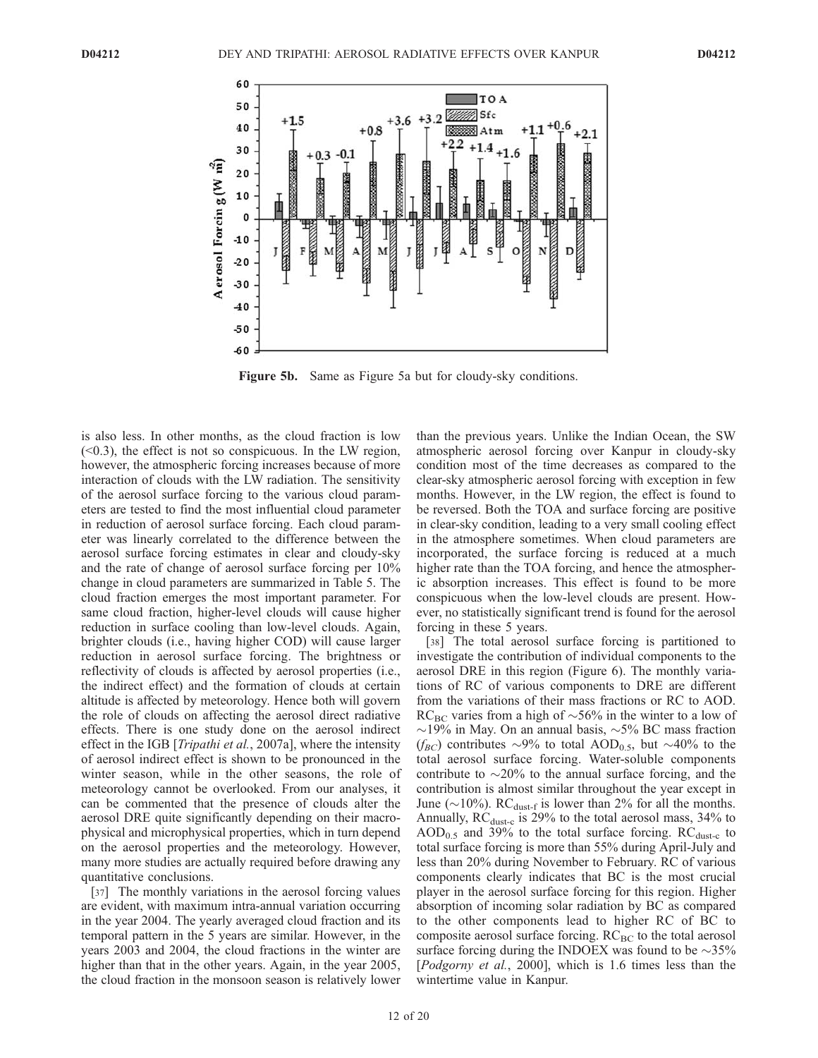Figure 5b. Same as Figure 5a but for cloudy-sky conditions.

is also less. In other months, as the cloud fraction is low (<0.3), the effect is not so conspicuous. In the LW region, however, the atmospheric forcing increases because of more interaction of clouds with the LW radiation. The sensitivity of the aerosol surface forcing to the various cloud parameters are tested to find the most influential cloud parameter in reduction of aerosol surface forcing. Each cloud parameter was linearly correlated to the difference between the aerosol surface forcing estimates in clear and cloudy-sky and the rate of change of aerosol surface forcing per 10% change in cloud parameters are summarized in Table 5. The cloud fraction emerges the most important parameter. For same cloud fraction, higher-level clouds will cause higher reduction in surface cooling than low-level clouds. Again, brighter clouds (i.e., having higher COD) will cause larger reduction in aerosol surface forcing. The brightness or reflectivity of clouds is affected by aerosol properties (i.e., the indirect effect) and the formation of clouds at certain altitude is affected by meteorology. Hence both will govern the role of clouds on affecting the aerosol direct radiative effects. There is one study done on the aerosol indirect effect in the IGB [*Tripathi et al.*, 2007a], where the intensity of aerosol indirect effect is shown to be pronounced in the winter season, while in the other seasons, the role of meteorology cannot be overlooked. From our analyses, it can be commented that the presence of clouds alter the aerosol DRE quite significantly depending on their macrophysical and microphysical properties, which in turn depend on the aerosol properties and the meteorology. However, many more studies are actually required before drawing any quantitative conclusions.

[37] The monthly variations in the aerosol forcing values are evident, with maximum intra-annual variation occurring in the year 2004. The yearly averaged cloud fraction and its temporal pattern in the 5 years are similar. However, in the years 2003 and 2004, the cloud fractions in the winter are higher than that in the other years. Again, in the year 2005, the cloud fraction in the monsoon season is relatively lower than the previous years. Unlike the Indian Ocean, the SW atmospheric aerosol forcing over Kanpur in cloudy-sky condition most of the time decreases as compared to the clear-sky atmospheric aerosol forcing with exception in few months. However, in the LW region, the effect is found to be reversed. Both the TOA and surface forcing are positive in clear-sky condition, leading to a very small cooling effect in the atmosphere sometimes. When cloud parameters are incorporated, the surface forcing is reduced at a much higher rate than the TOA forcing, and hence the atmospheric absorption increases. This effect is found to be more conspicuous when the low-level clouds are present. However, no statistically significant trend is found for the aerosol forcing in these 5 years.

[38] The total aerosol surface forcing is partitioned to investigate the contribution of individual components to the aerosol DRE in this region (Figure 6). The monthly variations of RC of various components to DRE are different from the variations of their mass fractions or RC to AOD. $RC_{BC}$ varies from a high of ~56% in the winter to a low of ~19% in May. On an annual basis, ~5% BC mass fraction ($f_{BC}$) contributes ~9% to total $AOD_{0.5}$, but ~40% to the total aerosol surface forcing. Water-soluble components contribute to ~20% to the annual surface forcing, and the contribution is almost similar throughout the year except in June (~10%). $RC_{dust\text{-}f}$ is lower than 2% for all the months. Annually, $RC_{dust\text{-}c}$ is 29% to the total aerosol mass, 34% to $AOD_{0.5}$ and 39% to the total surface forcing. $RC_{dust\text{-}c}$ to total surface forcing is more than 55% during April-July and less than 20% during November to February. RC of various components clearly indicates that BC is the most crucial player in the aerosol surface forcing for this region. Higher absorption of incoming solar radiation by BC as compared to the other components lead to higher RC of BC to composite aerosol surface forcing. $RC_{BC}$ to the total aerosol surface forcing during the INDOEX was found to be ~35% [*Podgorny et al.*, 2000], which is 1.6 times less than the wintertime value in Kanpur.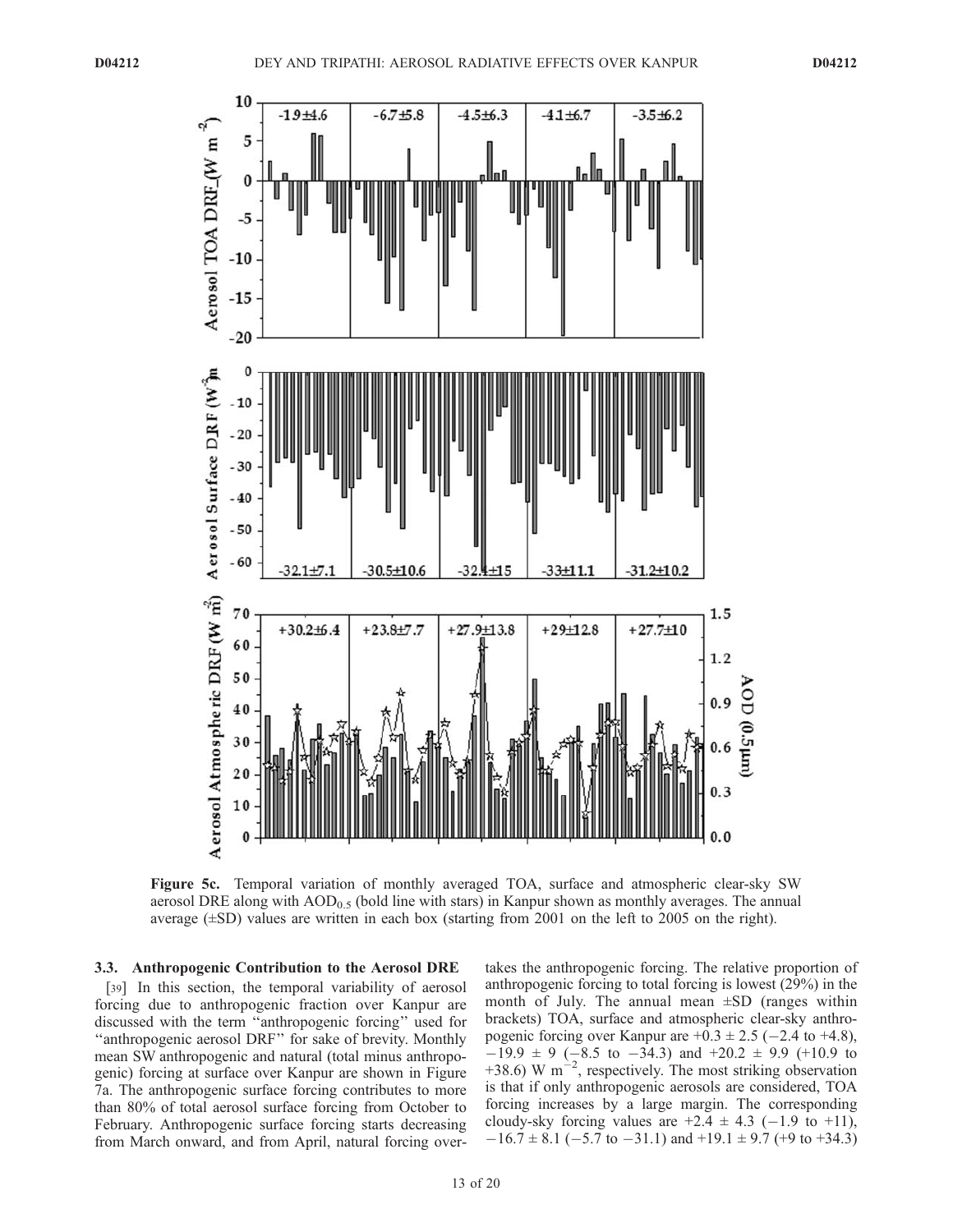**Figure 5c.** Temporal variation of monthly averaged TOA, surface and atmospheric clear-sky SW aerosol DRE along with $AOD_{0.5}$ (bold line with stars) in Kanpur shown as monthly averages. The annual average (±SD) values are written in each box (starting from 2001 on the left to 2005 on the right).

### 3.3. Anthropogenic Contribution to the Aerosol DRE

[39] In this section, the temporal variability of aerosol forcing due to anthropogenic fraction over Kanpur are discussed with the term "anthropogenic forcing" used for "anthropogenic aerosol DRF" for sake of brevity. Monthly mean SW anthropogenic and natural (total minus anthropogenic) forcing at surface over Kanpur are shown in Figure 7a. The anthropogenic surface forcing contributes to more than 80% of total aerosol surface forcing from October to February. Anthropogenic surface forcing starts decreasing from March onward, and from April, natural forcing overtakes the anthropogenic forcing. The relative proportion of anthropogenic forcing to total forcing is lowest (29%) in the month of July. The annual mean ±SD (ranges within brackets) TOA, surface and atmospheric clear-sky anthropogenic forcing over Kanpur are $+0.3 \pm 2.5$ ($-2.4$ to $+4.8$), $-19.9 \pm 9$ ($-8.5$ to $-34.3$) and $+20.2 \pm 9.9$ ($+10.9$ to $+38.6$) W m$^{-2}$, respectively. The most striking observation is that if only anthropogenic aerosols are considered, TOA forcing increases by a large margin. The corresponding cloudy-sky forcing values are $+2.4 \pm 4.3$ ($-1.9$ to $+11$), $-16.7 \pm 8.1$ ($-5.7$ to $-31.1$) and $+19.1 \pm 9.7$ ($+9$ to $+34.3$)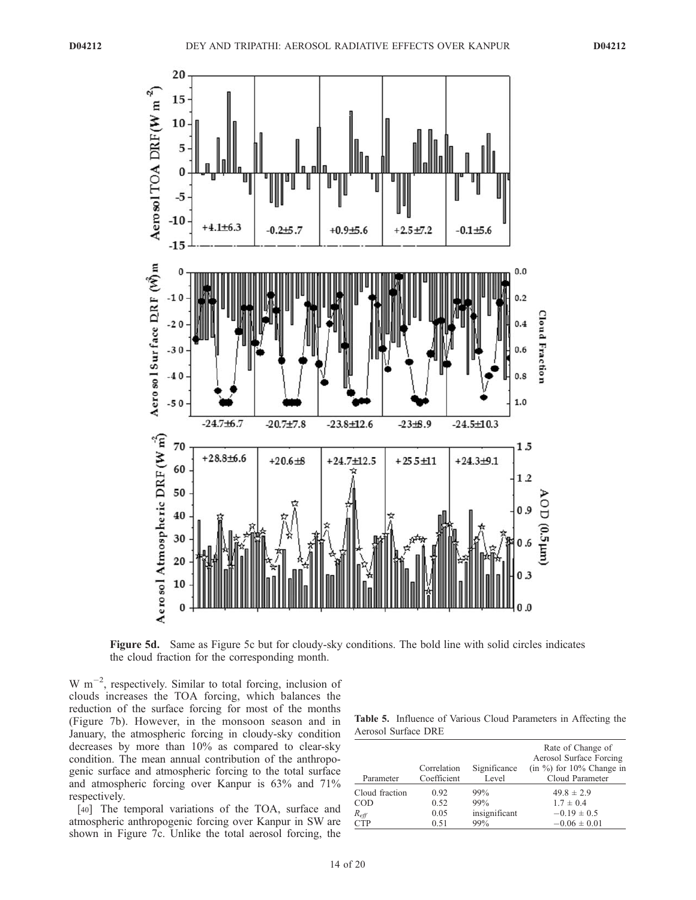Figure 5d. Same as Figure 5c but for cloudy-sky conditions. The bold line with solid circles indicates the cloud fraction for the corresponding month.

W $m^{-2}$, respectively. Similar to total forcing, inclusion of clouds increases the TOA forcing, which balances the reduction of the surface forcing for most of the months (Figure 7b). However, in the monsoon season and in January, the atmospheric forcing in cloudy-sky condition decreases by more than 10% as compared to clear-sky condition. The mean annual contribution of the anthropogenic surface and atmospheric forcing to the total surface and atmospheric forcing over Kanpur is 63% and 71% respectively.

[40] The temporal variations of the TOA, surface and atmospheric anthropogenic forcing over Kanpur in SW are shown in Figure 7c. Unlike the total aerosol forcing, the

**Table 5.** Influence of Various Cloud Parameters in Affecting the Aerosol Surface DRE

| Parameter | Correlation Coefficient | Significance Level | Rate of Change of Aerosol Surface Forcing (in %) for 10% Change in Cloud Parameter |
|---|---|---|---|
| Cloud fraction | 0.92 | 99% | $49.8 \pm 2.9$ |
| COD | 0.52 | 99% | $1.7 \pm 0.4$ |
| $R_{eff}$ | 0.05 | insignificant | $-0.19 \pm 0.5$ |
| CTP | 0.51 | 99% | $-0.06 \pm 0.01$ |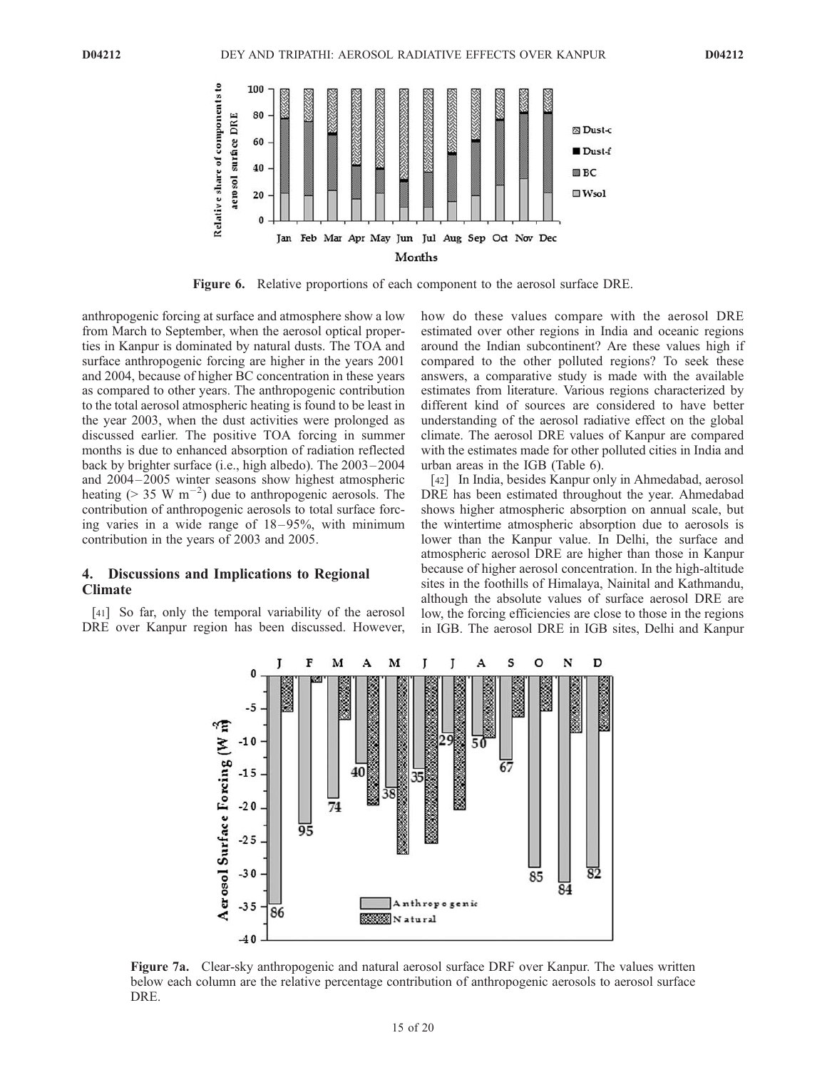**Figure 6.** Relative proportions of each component to the aerosol surface DRE.

anthropogenic forcing at surface and atmosphere show a low from March to September, when the aerosol optical properties in Kanpur is dominated by natural dusts. The TOA and surface anthropogenic forcing are higher in the years 2001 and 2004, because of higher BC concentration in these years as compared to other years. The anthropogenic contribution to the total aerosol atmospheric heating is found to be least in the year 2003, when the dust activities were prolonged as discussed earlier. The positive TOA forcing in summer months is due to enhanced absorption of radiation reflected back by brighter surface (i.e., high albedo). The 2003–2004 and 2004–2005 winter seasons show highest atmospheric heating (> 35 W $m^{-2}$) due to anthropogenic aerosols. The contribution of anthropogenic aerosols to total surface forcing varies in a wide range of 18–95%, with minimum contribution in the years of 2003 and 2005.

## 4. Discussions and Implications to Regional Climate

[41] So far, only the temporal variability of the aerosol DRE over Kanpur region has been discussed. However, how do these values compare with the aerosol DRE estimated over other regions in India and oceanic regions around the Indian subcontinent? Are these values high if compared to the other polluted regions? To seek these answers, a comparative study is made with the available estimates from literature. Various regions characterized by different kind of sources are considered to have better understanding of the aerosol radiative effect on the global climate. The aerosol DRE values of Kanpur are compared with the estimates made for other polluted cities in India and urban areas in the IGB (Table 6).

[42] In India, besides Kanpur only in Ahmedabad, aerosol DRE has been estimated throughout the year. Ahmedabad shows higher atmospheric absorption on annual scale, but the wintertime atmospheric absorption due to aerosols is lower than the Kanpur value. In Delhi, the surface and atmospheric aerosol DRE are higher than those in Kanpur because of higher aerosol concentration. In the high-altitude sites in the foothills of Himalaya, Nainital and Kathmandu, although the absolute values of surface aerosol DRE are low, the forcing efficiencies are close to those in the regions in IGB. The aerosol DRE in IGB sites, Delhi and Kanpur

**Figure 7a.** Clear-sky anthropogenic and natural aerosol surface DRF over Kanpur. The values written below each column are the relative percentage contribution of anthropogenic aerosols to aerosol surface DRE.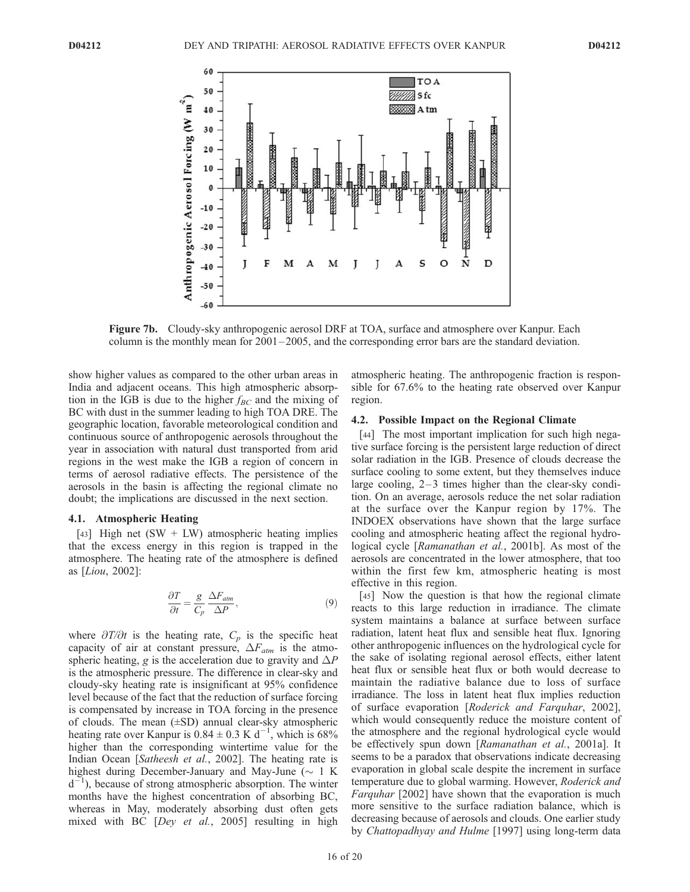Figure 7b. Cloudy-sky anthropogenic aerosol DRF at TOA, surface and atmosphere over Kanpur. Each column is the monthly mean for 2001–2005, and the corresponding error bars are the standard deviation.

show higher values as compared to the other urban areas in India and adjacent oceans. This high atmospheric absorption in the IGB is due to the higher $f_{BC}$ and the mixing of BC with dust in the summer leading to high TOA DRE. The geographic location, favorable meteorological condition and continuous source of anthropogenic aerosols throughout the year in association with natural dust transported from arid regions in the west make the IGB a region of concern in terms of aerosol radiative effects. The persistence of the aerosols in the basin is affecting the regional climate no doubt; the implications are discussed in the next section.

### 4.1. Atmospheric Heating

[43] High net (SW + LW) atmospheric heating implies that the excess energy in this region is trapped in the atmosphere. The heating rate of the atmosphere is defined as [*Liou*, 2002]:

$$\frac{\partial T}{\partial t} = \frac{g}{C_p} \frac{\Delta F_{atm}}{\Delta P}, \tag{9}$$

where $\partial T/\partial t$ is the heating rate, $C_p$ is the specific heat capacity of air at constant pressure, $\Delta F_{atm}$ is the atmospheric heating, $g$ is the acceleration due to gravity and $\Delta P$ is the atmospheric pressure. The difference in clear-sky and cloudy-sky heating rate is insignificant at 95% confidence level because of the fact that the reduction of surface forcing is compensated by increase in TOA forcing in the presence of clouds. The mean (±SD) annual clear-sky atmospheric heating rate over Kanpur is $0.84 \pm 0.3$ K $d^{-1}$, which is 68% higher than the corresponding wintertime value for the Indian Ocean [*Satheesh et al.*, 2002]. The heating rate is highest during December-January and May-June (~ 1 K $d^{-1}$), because of strong atmospheric absorption. The winter months have the highest concentration of absorbing BC, whereas in May, moderately absorbing dust often gets mixed with BC [*Dey et al.*, 2005] resulting in high atmospheric heating. The anthropogenic fraction is responsible for 67.6% to the heating rate observed over Kanpur region.

### 4.2. Possible Impact on the Regional Climate

[44] The most important implication for such high negative surface forcing is the persistent large reduction of direct solar radiation in the IGB. Presence of clouds decrease the surface cooling to some extent, but they themselves induce large cooling, 2–3 times higher than the clear-sky condition. On an average, aerosols reduce the net solar radiation at the surface over the Kanpur region by 17%. The INDOEX observations have shown that the large surface cooling and atmospheric heating affect the regional hydrological cycle [*Ramanathan et al.*, 2001b]. As most of the aerosols are concentrated in the lower atmosphere, that too within the first few km, atmospheric heating is most effective in this region.

[45] Now the question is that how the regional climate reacts to this large reduction in irradiance. The climate system maintains a balance at surface between surface radiation, latent heat flux and sensible heat flux. Ignoring other anthropogenic influences on the hydrological cycle for the sake of isolating regional aerosol effects, either latent heat flux or sensible heat flux or both would decrease to maintain the radiative balance due to loss of surface irradiance. The loss in latent heat flux implies reduction of surface evaporation [*Roderick and Farquhar*, 2002], which would consequently reduce the moisture content of the atmosphere and the regional hydrological cycle would be effectively spun down [*Ramanathan et al.*, 2001a]. It seems to be a paradox that observations indicate decreasing evaporation in global scale despite the increment in surface temperature due to global warming. However, *Roderick and Farquhar* [2002] have shown that the evaporation is much more sensitive to the surface radiation balance, which is decreasing because of aerosols and clouds. One earlier study by *Chattopadhyay and Hulme* [1997] using long-term data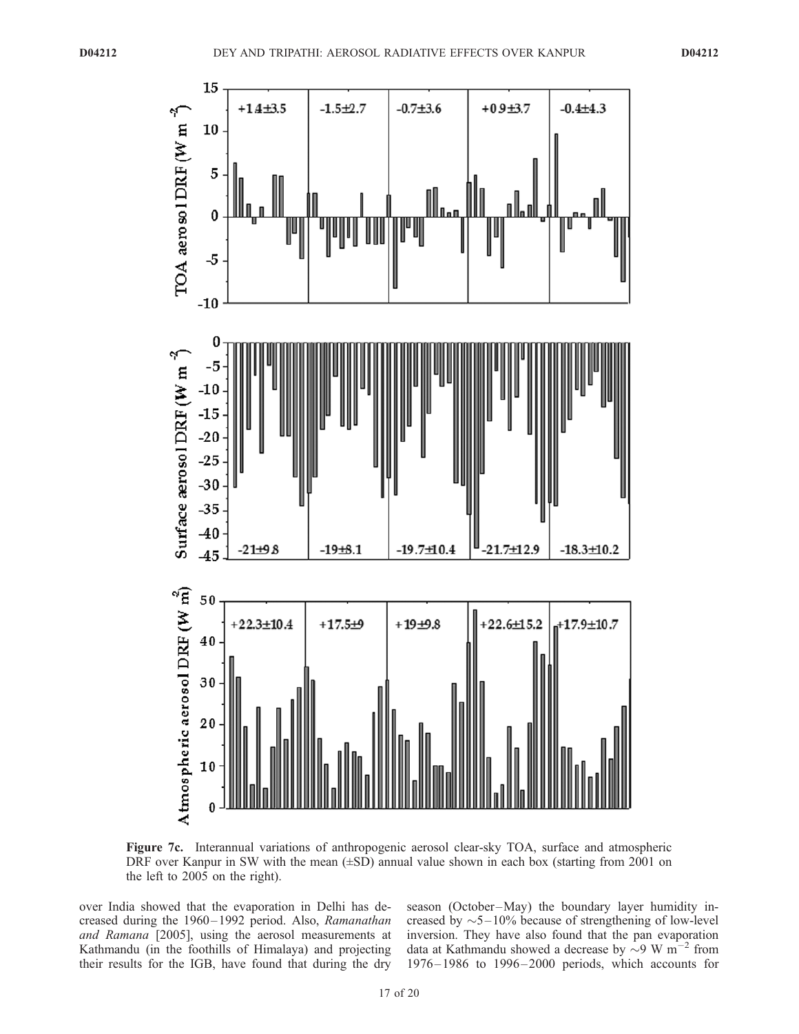**Figure 7c.** Interannual variations of anthropogenic aerosol clear-sky TOA, surface and atmospheric DRF over Kanpur in SW with the mean (±SD) annual value shown in each box (starting from 2001 on the left to 2005 on the right).

over India showed that the evaporation in Delhi has decreased during the 1960–1992 period. Also, *Ramanathan and Ramana* [2005], using the aerosol measurements at Kathmandu (in the foothills of Himalaya) and projecting their results for the IGB, have found that during the dry season (October–May) the boundary layer humidity increased by ~5–10% because of strengthening of low-level inversion. They have also found that the pan evaporation data at Kathmandu showed a decrease by ~9 W $m^{-2}$ from 1976–1986 to 1996–2000 periods, which accounts for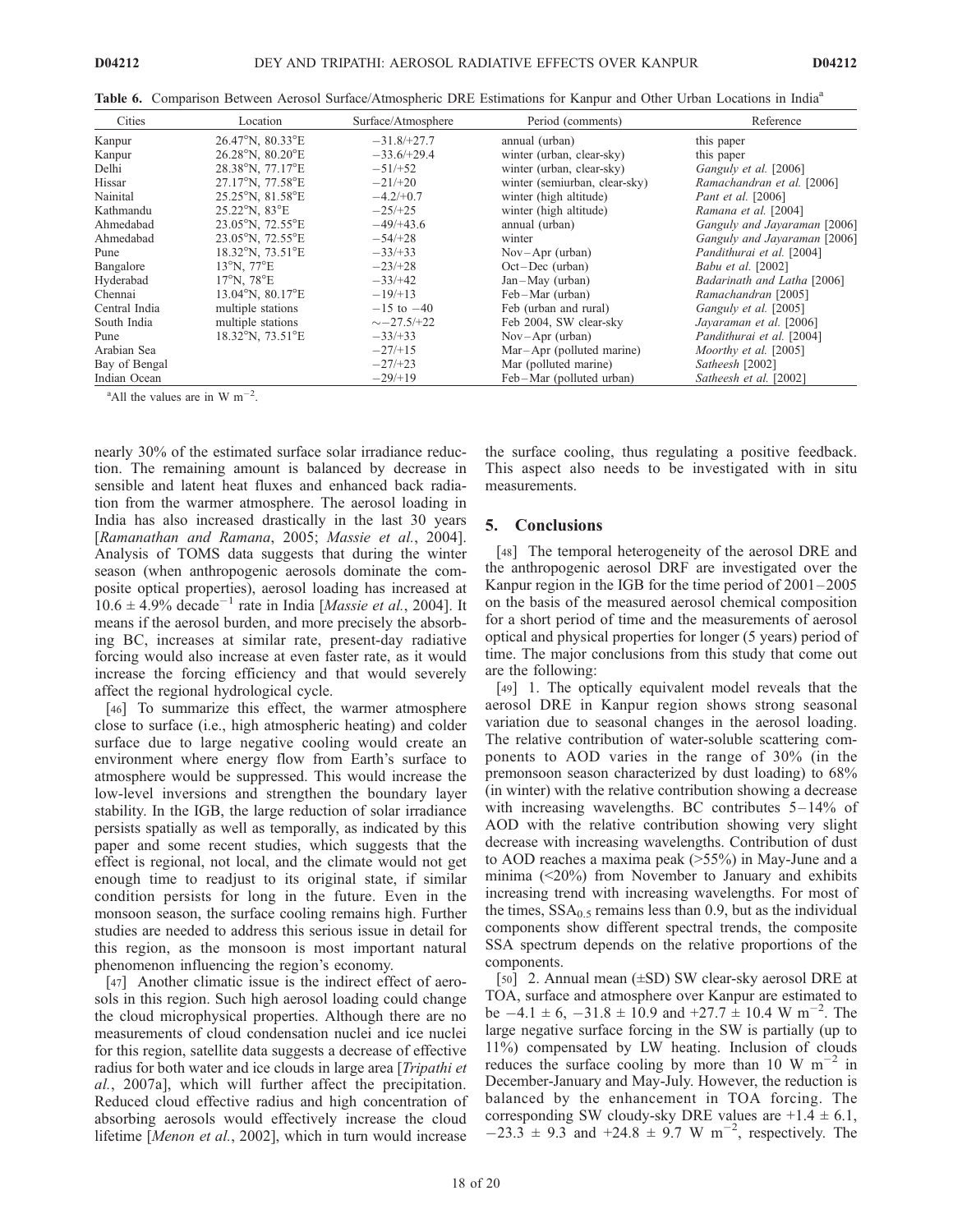**Table 6.** Comparison Between Aerosol Surface/Atmospheric DRE Estimations for Kanpur and Other Urban Locations in India[a]

| Cities | Location | Surface/Atmosphere | Period (comments) | Reference |
|---|---|---|---|---|
| Kanpur | 26.47°N, 80.33°E | −31.8/+27.7 | annual (urban) | this paper |
| Kanpur | 26.28°N, 80.20°E | −33.6/+29.4 | winter (urban, clear-sky) | this paper |
| Delhi | 28.38°N, 77.17°E | −51/+52 | winter (urban, clear-sky) | *Ganguly et al.* [2006] |
| Hissar | 27.17°N, 77.58°E | −21/+20 | winter (semiurban, clear-sky) | *Ramachandran et al.* [2006] |
| Nainital | 25.25°N, 81.58°E | −4.2/+0.7 | winter (high altitude) | *Pant et al.* [2006] |
| Kathmandu | 25.22°N, 83°E | −25/+25 | winter (high altitude) | *Ramana et al.* [2004] |
| Ahmedabad | 23.05°N, 72.55°E | −49/+43.6 | annual (urban) | *Ganguly and Jayaraman* [2006] |
| Ahmedabad | 23.05°N, 72.55°E | −54/+28 | winter | *Ganguly and Jayaraman* [2006] |
| Pune | 18.32°N, 73.51°E | −33/+33 | Nov–Apr (urban) | *Pandithurai et al.* [2004] |
| Bangalore | 13°N, 77°E | −23/+28 | Oct–Dec (urban) | *Babu et al.* [2002] |
| Hyderabad | 17°N, 78°E | −33/+42 | Jan–May (urban) | *Badarinath and Latha* [2006] |
| Chennai | 13.04°N, 80.17°E | −19/+13 | Feb–Mar (urban) | *Ramachandran* [2005] |
| Central India | multiple stations | −15 to −40 | Feb (urban and rural) | *Ganguly et al.* [2005] |
| South India | multiple stations | ∼−27.5/+22 | Feb 2004, SW clear-sky | *Jayaraman et al.* [2006] |
| Pune | 18.32°N, 73.51°E | −33/+33 | Nov–Apr (urban) | *Pandithurai et al.* [2004] |
| Arabian Sea | | −27/+15 | Mar–Apr (polluted marine) | *Moorthy et al.* [2005] |
| Bay of Bengal | | −27/+23 | Mar (polluted marine) | *Satheesh* [2002] |
| Indian Ocean | | −29/+19 | Feb–Mar (polluted urban) | *Satheesh et al.* [2002] |

[a]All the values are in W $m^{-2}$.

nearly 30% of the estimated surface solar irradiance reduction. The remaining amount is balanced by decrease in sensible and latent heat fluxes and enhanced back radiation from the warmer atmosphere. The aerosol loading in India has also increased drastically in the last 30 years [*Ramanathan and Ramana*, 2005; *Massie et al.*, 2004]. Analysis of TOMS data suggests that during the winter season (when anthropogenic aerosols dominate the composite optical properties), aerosol loading has increased at $10.6 \pm 4.9\%$ decade$^{-1}$ rate in India [*Massie et al.*, 2004]. It means if the aerosol burden, and more precisely the absorbing BC, increases at similar rate, present-day radiative forcing would also increase at even faster rate, as it would increase the forcing efficiency and that would severely affect the regional hydrological cycle.

[46] To summarize this effect, the warmer atmosphere close to surface (i.e., high atmospheric heating) and colder surface due to large negative cooling would create an environment where energy flow from Earth's surface to atmosphere would be suppressed. This would increase the low-level inversions and strengthen the boundary layer stability. In the IGB, the large reduction of solar irradiance persists spatially as well as temporally, as indicated by this paper and some recent studies, which suggests that the effect is regional, not local, and the climate would not get enough time to readjust to its original state, if similar condition persists for long in the future. Even in the monsoon season, the surface cooling remains high. Further studies are needed to address this serious issue in detail for this region, as the monsoon is most important natural phenomenon influencing the region's economy.

[47] Another climatic issue is the indirect effect of aerosols in this region. Such high aerosol loading could change the cloud microphysical properties. Although there are no measurements of cloud condensation nuclei and ice nuclei for this region, satellite data suggests a decrease of effective radius for both water and ice clouds in large area [*Tripathi et al.*, 2007a], which will further affect the precipitation. Reduced cloud effective radius and high concentration of absorbing aerosols would effectively increase the cloud lifetime [*Menon et al.*, 2002], which in turn would increase the surface cooling, thus regulating a positive feedback. This aspect also needs to be investigated with in situ measurements.

## 5. Conclusions

[48] The temporal heterogeneity of the aerosol DRE and the anthropogenic aerosol DRF are investigated over the Kanpur region in the IGB for the time period of 2001–2005 on the basis of the measured aerosol chemical composition for a short period of time and the measurements of aerosol optical and physical properties for longer (5 years) period of time. The major conclusions from this study that come out are the following:

[49] 1. The optically equivalent model reveals that the aerosol DRE in Kanpur region shows strong seasonal variation due to seasonal changes in the aerosol loading. The relative contribution of water-soluble scattering components to AOD varies in the range of 30% (in the premonsoon season characterized by dust loading) to 68% (in winter) with the relative contribution showing a decrease with increasing wavelengths. BC contributes 5–14% of AOD with the relative contribution showing very slight decrease with increasing wavelengths. Contribution of dust to AOD reaches a maxima peak (>55%) in May-June and a minima (<20%) from November to January and exhibits increasing trend with increasing wavelengths. For most of the times, $SSA_{0.5}$ remains less than 0.9, but as the individual components show different spectral trends, the composite SSA spectrum depends on the relative proportions of the components.

[50] 2. Annual mean (±SD) SW clear-sky aerosol DRE at TOA, surface and atmosphere over Kanpur are estimated to be $-4.1 \pm 6$, $-31.8 \pm 10.9$ and $+27.7 \pm 10.4$ W $m^{-2}$. The large negative surface forcing in the SW is partially (up to 11%) compensated by LW heating. Inclusion of clouds reduces the surface cooling by more than 10 W $m^{-2}$ in December-January and May-July. However, the reduction is balanced by the enhancement in TOA forcing. The corresponding SW cloudy-sky DRE values are $+1.4 \pm 6.1$, $-23.3 \pm 9.3$ and $+24.8 \pm 9.7$ W $m^{-2}$, respectively. The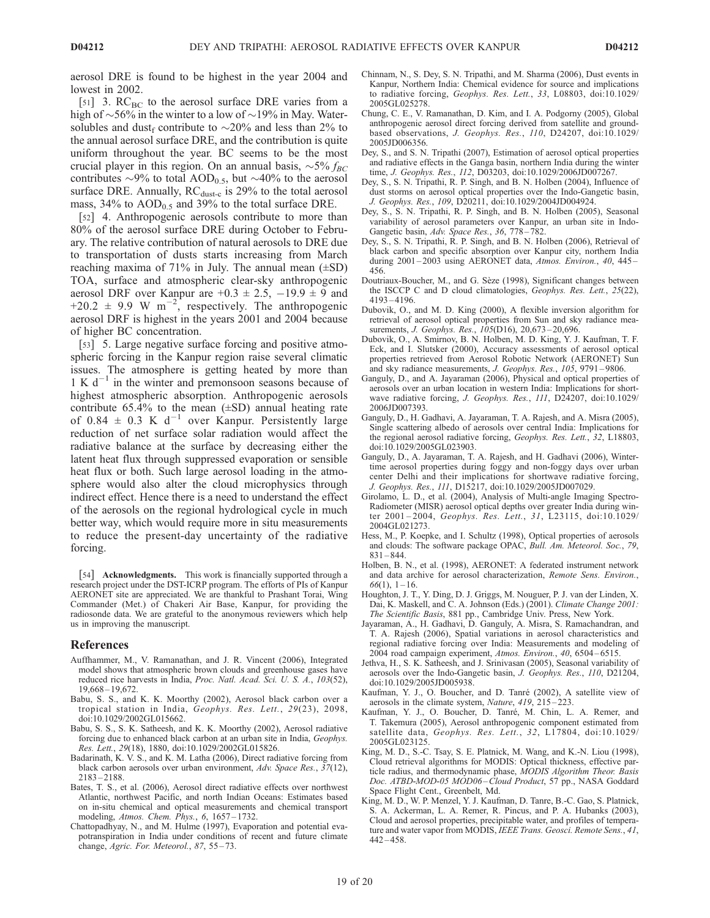aerosol DRE is found to be highest in the year 2004 and lowest in 2002.

[51] 3. $RC_{BC}$ to the aerosol surface DRE varies from a high of ~56% in the winter to a low of ~19% in May. Water-solubles and $dust_f$ contribute to ~20% and less than 2% to the annual aerosol surface DRE, and the contribution is quite uniform throughout the year. BC seems to be the most crucial player in this region. On an annual basis, ~5% $f_{BC}$ contributes ~9% to total $AOD_{0.5}$, but ~40% to the aerosol surface DRE. Annually, $RC_{dust\text{-}c}$ is 29% to the total aerosol mass, 34% to $AOD_{0.5}$ and 39% to the total surface DRE.

[52] 4. Anthropogenic aerosols contribute to more than 80% of the aerosol surface DRE during October to February. The relative contribution of natural aerosols to DRE due to transportation of dusts starts increasing from March reaching maxima of 71% in July. The annual mean (±SD) TOA, surface and atmospheric clear-sky anthropogenic aerosol DRF over Kanpur are +0.3 ± 2.5, −19.9 ± 9 and +20.2 ± 9.9 W $m^{-2}$, respectively. The anthropogenic aerosol DRF is highest in the years 2001 and 2004 because of higher BC concentration.

[53] 5. Large negative surface forcing and positive atmospheric forcing in the Kanpur region raise several climatic issues. The atmosphere is getting heated by more than 1 K $d^{-1}$ in the winter and premonsoon seasons because of highest atmospheric absorption. Anthropogenic aerosols contribute 65.4% to the mean (±SD) annual heating rate of 0.84 ± 0.3 K $d^{-1}$ over Kanpur. Persistently large reduction of net surface solar radiation would affect the radiative balance at the surface by decreasing either the latent heat flux through suppressed evaporation or sensible heat flux or both. Such large aerosol loading in the atmosphere would also alter the cloud microphysics through indirect effect. Hence there is a need to understand the effect of the aerosols on the regional hydrological cycle in much better way, which would require more in situ measurements to reduce the present-day uncertainty of the radiative forcing.

[54] **Acknowledgments.** This work is financially supported through a research project under the DST-ICRP program. The efforts of PIs of Kanpur AERONET site are appreciated. We are thankful to Prashant Torai, Wing Commander (Met.) of Chakeri Air Base, Kanpur, for providing the radiosonde data. We are grateful to the anonymous reviewers which help us in improving the manuscript.

## References

Auffhammer, M., V. Ramanathan, and J. R. Vincent (2006), Integrated model shows that atmospheric brown clouds and greenhouse gases have reduced rice harvests in India, *Proc. Natl. Acad. Sci. U. S. A.*, *103*(52), 19,668–19,672.

Babu, S. S., and K. K. Moorthy (2002), Aerosol black carbon over a tropical station in India, *Geophys. Res. Lett.*, *29*(23), 2098, doi:10.1029/2002GL015662.

Babu, S. S., S. K. Satheesh, and K. K. Moorthy (2002), Aerosol radiative forcing due to enhanced black carbon at an urban site in India, *Geophys. Res. Lett.*, *29*(18), 1880, doi:10.1029/2002GL015826.

Badarinath, K. V. S., and K. M. Latha (2006), Direct radiative forcing from black carbon aerosols over urban environment, *Adv. Space Res.*, *37*(12), 2183–2188.

Bates, T. S., et al. (2006), Aerosol direct radiative effects over northwest Atlantic, northwest Pacific, and north Indian Oceans: Estimates based on in-situ chemical and optical measurements and chemical transport modeling, *Atmos. Chem. Phys.*, *6*, 1657–1732.

Chattopadhyay, N., and M. Hulme (1997), Evaporation and potential evapotranspiration in India under conditions of recent and future climate change, *Agric. For. Meteorol.*, *87*, 55–73.

Chinnam, N., S. Dey, S. N. Tripathi, and M. Sharma (2006), Dust events in Kanpur, Northern India: Chemical evidence for source and implications to radiative forcing, *Geophys. Res. Lett.*, *33*, L08803, doi:10.1029/2005GL025278.

Chung, C. E., V. Ramanathan, D. Kim, and I. A. Podgorny (2005), Global anthropogenic aerosol direct forcing derived from satellite and ground-based observations, *J. Geophys. Res.*, *110*, D24207, doi:10.1029/2005JD006356.

Dey, S., and S. N. Tripathi (2007), Estimation of aerosol optical properties and radiative effects in the Ganga basin, northern India during the winter time, *J. Geophys. Res.*, *112*, D03203, doi:10.1029/2006JD007267.

Dey, S., S. N. Tripathi, R. P. Singh, and B. N. Holben (2004), Influence of dust storms on aerosol optical properties over the Indo-Gangetic basin, *J. Geophys. Res.*, *109*, D20211, doi:10.1029/2004JD004924.

Dey, S., S. N. Tripathi, R. P. Singh, and B. N. Holben (2005), Seasonal variability of aerosol parameters over Kanpur, an urban site in Indo-Gangetic basin, *Adv. Space Res.*, *36*, 778–782.

Dey, S., S. N. Tripathi, R. P. Singh, and B. N. Holben (2006), Retrieval of black carbon and specific absorption over Kanpur city, northern India during 2001–2003 using AERONET data, *Atmos. Environ.*, *40*, 445–456.

Doutriaux-Boucher, M., and G. Sèze (1998), Significant changes between the ISCCP C and D cloud climatologies, *Geophys. Res. Lett.*, *25*(22), 4193–4196.

Dubovik, O., and M. D. King (2000), A flexible inversion algorithm for retrieval of aerosol optical properties from Sun and sky radiance measurements, *J. Geophys. Res.*, *105*(D16), 20,673–20,696.

Dubovik, O., A. Smirnov, B. N. Holben, M. D. King, Y. J. Kaufman, T. F. Eck, and I. Slutsker (2000), Accuracy assessments of aerosol optical properties retrieved from Aerosol Robotic Network (AERONET) Sun and sky radiance measurements, *J. Geophys. Res.*, *105*, 9791–9806.

Ganguly, D., and A. Jayaraman (2006), Physical and optical properties of aerosols over an urban location in western India: Implications for shortwave radiative forcing, *J. Geophys. Res.*, *111*, D24207, doi:10.1029/2006JD007393.

Ganguly, D., H. Gadhavi, A. Jayaraman, T. A. Rajesh, and A. Misra (2005), Single scattering albedo of aerosols over central India: Implications for the regional aerosol radiative forcing, *Geophys. Res. Lett.*, *32*, L18803, doi:10.1029/2005GL023903.

Ganguly, D., A. Jayaraman, T. A. Rajesh, and H. Gadhavi (2006), Wintertime aerosol properties during foggy and non-foggy days over urban center Delhi and their implications for shortwave radiative forcing, *J. Geophys. Res.*, *111*, D15217, doi:10.1029/2005JD007029.

Girolamo, L. D., et al. (2004), Analysis of Multi-angle Imaging Spectro-Radiometer (MISR) aerosol optical depths over greater India during winter 2001–2004, *Geophys. Res. Lett.*, *31*, L23115, doi:10.1029/2004GL021273.

Hess, M., P. Koepke, and I. Schultz (1998), Optical properties of aerosols and clouds: The software package OPAC, *Bull. Am. Meteorol. Soc.*, *79*, 831–844.

Holben, B. N., et al. (1998), AERONET: A federated instrument network and data archive for aerosol characterization, *Remote Sens. Environ.*, *66*(1), 1–16.

Houghton, J. T., Y. Ding, D. J. Griggs, M. Nouguer, P. J. van der Linden, X. Dai, K. Maskell, and C. A. Johnson (Eds.) (2001). *Climate Change 2001: The Scientific Basis*, 881 pp., Cambridge Univ. Press, New York.

Jayaraman, A., H. Gadhavi, D. Ganguly, A. Misra, S. Ramachandran, and T. A. Rajesh (2006), Spatial variations in aerosol characteristics and regional radiative forcing over India: Measurements and modeling of 2004 road campaign experiment, *Atmos. Environ.*, *40*, 6504–6515.

Jethva, H., S. K. Satheesh, and J. Srinivasan (2005), Seasonal variability of aerosols over the Indo-Gangetic basin, *J. Geophys. Res.*, *110*, D21204, doi:10.1029/2005JD005938.

Kaufman, Y. J., O. Boucher, and D. Tanré (2002), A satellite view of aerosols in the climate system, *Nature*, *419*, 215–223.

Kaufman, Y. J., O. Boucher, D. Tanré, M. Chin, L. A. Remer, and T. Takemura (2005), Aerosol anthropogenic component estimated from satellite data, *Geophys. Res. Lett.*, *32*, L17804, doi:10.1029/2005GL023125.

King, M. D., S.-C. Tsay, S. E. Platnick, M. Wang, and K.-N. Liou (1998), Cloud retrieval algorithms for MODIS: Optical thickness, effective particle radius, and thermodynamic phase, *MODIS Algorithm Theor. Basis Doc. ATBD-MOD-05 MOD06–Cloud Product*, 57 pp., NASA Goddard Space Flight Cent., Greenbelt, Md.

King, M. D., W. P. Menzel, Y. J. Kaufman, D. Tanre, B.-C. Gao, S. Platnick, S. A. Ackerman, L. A. Remer, R. Pincus, and P. A. Hubanks (2003), Cloud and aerosol properties, precipitable water, and profiles of temperature and water vapor from MODIS, *IEEE Trans. Geosci. Remote Sens.*, *41*, 442–458.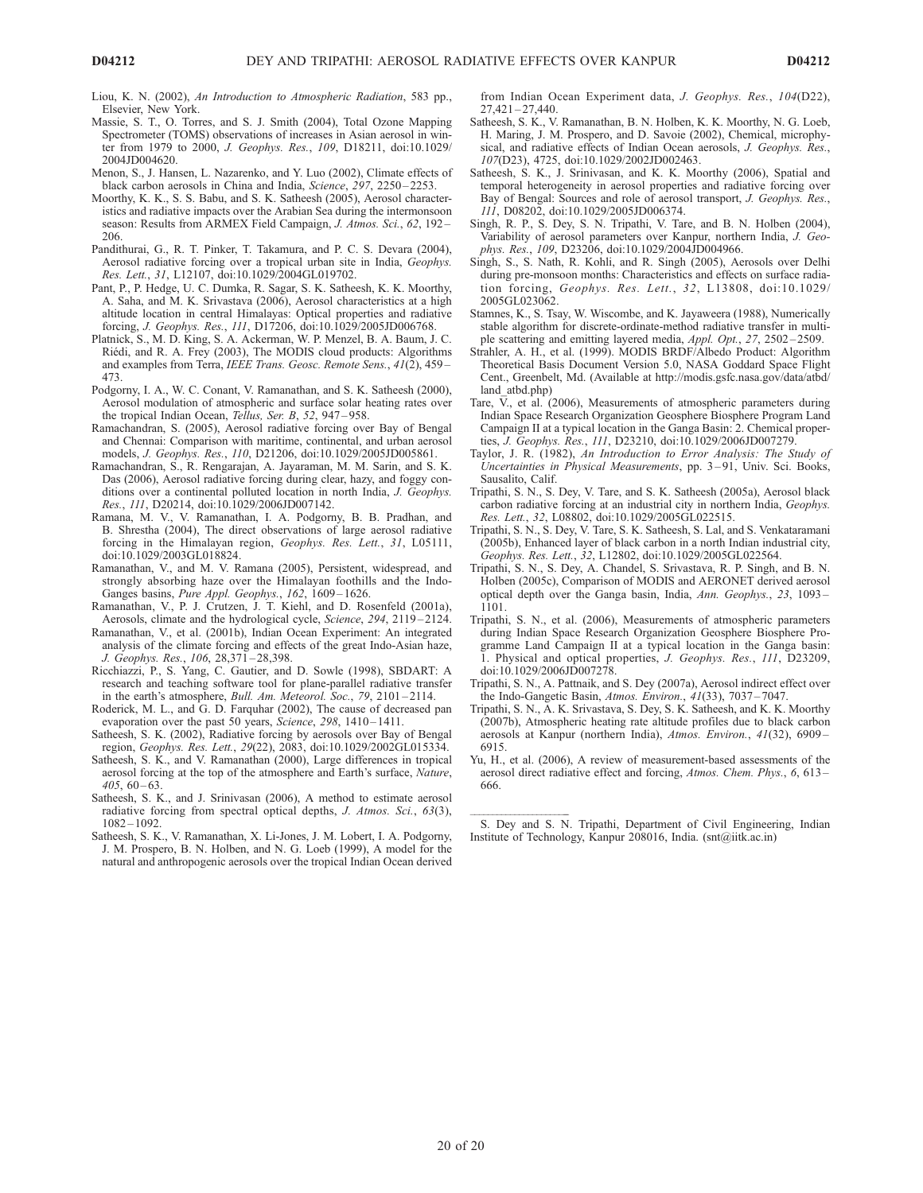Liou, K. N. (2002), *An Introduction to Atmospheric Radiation*, 583 pp., Elsevier, New York.

Massie, S. T., O. Torres, and S. J. Smith (2004), Total Ozone Mapping Spectrometer (TOMS) observations of increases in Asian aerosol in winter from 1979 to 2000, *J. Geophys. Res.*, *109*, D18211, doi:10.1029/2004JD004620.

Menon, S., J. Hansen, L. Nazarenko, and Y. Luo (2002), Climate effects of black carbon aerosols in China and India, *Science*, *297*, 2250–2253.

Moorthy, K. K., S. S. Babu, and S. K. Satheesh (2005), Aerosol characteristics and radiative impacts over the Arabian Sea during the intermonsoon season: Results from ARMEX Field Campaign, *J. Atmos. Sci.*, *62*, 192–206.

Pandithurai, G., R. T. Pinker, T. Takamura, and P. C. S. Devara (2004), Aerosol radiative forcing over a tropical urban site in India, *Geophys. Res. Lett.*, *31*, L12107, doi:10.1029/2004GL019702.

Pant, P., P. Hedge, U. C. Dumka, R. Sagar, S. K. Satheesh, K. K. Moorthy, A. Saha, and M. K. Srivastava (2006), Aerosol characteristics at a high altitude location in central Himalayas: Optical properties and radiative forcing, *J. Geophys. Res.*, *111*, D17206, doi:10.1029/2005JD006768.

Platnick, S., M. D. King, S. A. Ackerman, W. P. Menzel, B. A. Baum, J. C. Riédi, and R. A. Frey (2003), The MODIS cloud products: Algorithms and examples from Terra, *IEEE Trans. Geosc. Remote Sens.*, *41*(2), 459–473.

Podgorny, I. A., W. C. Conant, V. Ramanathan, and S. K. Satheesh (2000), Aerosol modulation of atmospheric and surface solar heating rates over the tropical Indian Ocean, *Tellus, Ser. B*, *52*, 947–958.

Ramachandran, S. (2005), Aerosol radiative forcing over Bay of Bengal and Chennai: Comparison with maritime, continental, and urban aerosol models, *J. Geophys. Res.*, *110*, D21206, doi:10.1029/2005JD005861.

Ramachandran, S., R. Rengarajan, A. Jayaraman, M. M. Sarin, and S. K. Das (2006), Aerosol radiative forcing during clear, hazy, and foggy conditions over a continental polluted location in north India, *J. Geophys. Res.*, *111*, D20214, doi:10.1029/2006JD007142.

Ramana, M. V., V. Ramanathan, I. A. Podgorny, B. B. Pradhan, and B. Shrestha (2004), The direct observations of large aerosol radiative forcing in the Himalayan region, *Geophys. Res. Lett.*, *31*, L05111, doi:10.1029/2003GL018824.

Ramanathan, V., and M. V. Ramana (2005), Persistent, widespread, and strongly absorbing haze over the Himalayan foothills and the Indo-Ganges basins, *Pure Appl. Geophys.*, *162*, 1609–1626.

Ramanathan, V., P. J. Crutzen, J. T. Kiehl, and D. Rosenfeld (2001a), Aerosols, climate and the hydrological cycle, *Science*, *294*, 2119–2124.

Ramanathan, V., et al. (2001b), Indian Ocean Experiment: An integrated analysis of the climate forcing and effects of the great Indo-Asian haze, *J. Geophys. Res.*, *106*, 28,371–28,398.

Ricchiazzi, P., S. Yang, C. Gautier, and D. Sowle (1998), SBDART: A research and teaching software tool for plane-parallel radiative transfer in the earth's atmosphere, *Bull. Am. Meteorol. Soc.*, *79*, 2101–2114.

Roderick, M. L., and G. D. Farquhar (2002), The cause of decreased pan evaporation over the past 50 years, *Science*, *298*, 1410–1411.

Satheesh, S. K. (2002), Radiative forcing by aerosols over Bay of Bengal region, *Geophys. Res. Lett.*, *29*(22), 2083, doi:10.1029/2002GL015334.

Satheesh, S. K., and V. Ramanathan (2000), Large differences in tropical aerosol forcing at the top of the atmosphere and Earth's surface, *Nature*, *405*, 60–63.

Satheesh, S. K., and J. Srinivasan (2006), A method to estimate aerosol radiative forcing from spectral optical depths, *J. Atmos. Sci.*, *63*(3), 1082–1092.

Satheesh, S. K., V. Ramanathan, X. Li-Jones, J. M. Lobert, I. A. Podgorny, J. M. Prospero, B. N. Holben, and N. G. Loeb (1999), A model for the natural and anthropogenic aerosols over the tropical Indian Ocean derived from Indian Ocean Experiment data, *J. Geophys. Res.*, *104*(D22), 27,421–27,440.

Satheesh, S. K., V. Ramanathan, B. N. Holben, K. K. Moorthy, N. G. Loeb, H. Maring, J. M. Prospero, and D. Savoie (2002), Chemical, microphysical, and radiative effects of Indian Ocean aerosols, *J. Geophys. Res.*, *107*(D23), 4725, doi:10.1029/2002JD002463.

Satheesh, S. K., J. Srinivasan, and K. K. Moorthy (2006), Spatial and temporal heterogeneity in aerosol properties and radiative forcing over Bay of Bengal: Sources and role of aerosol transport, *J. Geophys. Res.*, *111*, D08202, doi:10.1029/2005JD006374.

Singh, R. P., S. Dey, S. N. Tripathi, V. Tare, and B. N. Holben (2004), Variability of aerosol parameters over Kanpur, northern India, *J. Geophys. Res.*, *109*, D23206, doi:10.1029/2004JD004966.

Singh, S., S. Nath, R. Kohli, and R. Singh (2005), Aerosols over Delhi during pre-monsoon months: Characteristics and effects on surface radiation forcing, *Geophys. Res. Lett.*, *32*, L13808, doi:10.1029/2005GL023062.

Stamnes, K., S. Tsay, W. Wiscombe, and K. Jayaweera (1988), Numerically stable algorithm for discrete-ordinate-method radiative transfer in multiple scattering and emitting layered media, *Appl. Opt.*, *27*, 2502–2509.

Strahler, A. H., et al. (1999). MODIS BRDF/Albedo Product: Algorithm Theoretical Basis Document Version 5.0, NASA Goddard Space Flight Cent., Greenbelt, Md. (Available at http://modis.gsfc.nasa.gov/data/atbd/land_atbd.php)

Tare, V., et al. (2006), Measurements of atmospheric parameters during Indian Space Research Organization Geosphere Biosphere Program Land Campaign II at a typical location in the Ganga Basin: 2. Chemical properties, *J. Geophys. Res.*, *111*, D23210, doi:10.1029/2006JD007279.

Taylor, J. R. (1982), *An Introduction to Error Analysis: The Study of Uncertainties in Physical Measurements*, pp. 3–91, Univ. Sci. Books, Sausalito, Calif.

Tripathi, S. N., S. Dey, V. Tare, and S. K. Satheesh (2005a), Aerosol black carbon radiative forcing at an industrial city in northern India, *Geophys. Res. Lett.*, *32*, L08802, doi:10.1029/2005GL022515.

Tripathi, S. N., S. Dey, V. Tare, S. K. Satheesh, S. Lal, and S. Venkataramani (2005b), Enhanced layer of black carbon in a north Indian industrial city, *Geophys. Res. Lett.*, *32*, L12802, doi:10.1029/2005GL022564.

Tripathi, S. N., S. Dey, A. Chandel, S. Srivastava, R. P. Singh, and B. N. Holben (2005c), Comparison of MODIS and AERONET derived aerosol optical depth over the Ganga basin, India, *Ann. Geophys.*, *23*, 1093–1101.

Tripathi, S. N., et al. (2006), Measurements of atmospheric parameters during Indian Space Research Organization Geosphere Biosphere Programme Land Campaign II at a typical location in the Ganga basin: 1. Physical and optical properties, *J. Geophys. Res.*, *111*, D23209, doi:10.1029/2006JD007278.

Tripathi, S. N., A. Pattnaik, and S. Dey (2007a), Aerosol indirect effect over the Indo-Gangetic Basin, *Atmos. Environ.*, *41*(33), 7037–7047.

Tripathi, S. N., A. K. Srivastava, S. Dey, S. K. Satheesh, and K. K. Moorthy (2007b), Atmospheric heating rate altitude profiles due to black carbon aerosols at Kanpur (northern India), *Atmos. Environ.*, *41*(32), 6909–6915.

Yu, H., et al. (2006), A review of measurement-based assessments of the aerosol direct radiative effect and forcing, *Atmos. Chem. Phys.*, *6*, 613–666.

---

S. Dey and S. N. Tripathi, Department of Civil Engineering, Indian Institute of Technology, Kanpur 208016, India. (snt@iitk.ac.in)